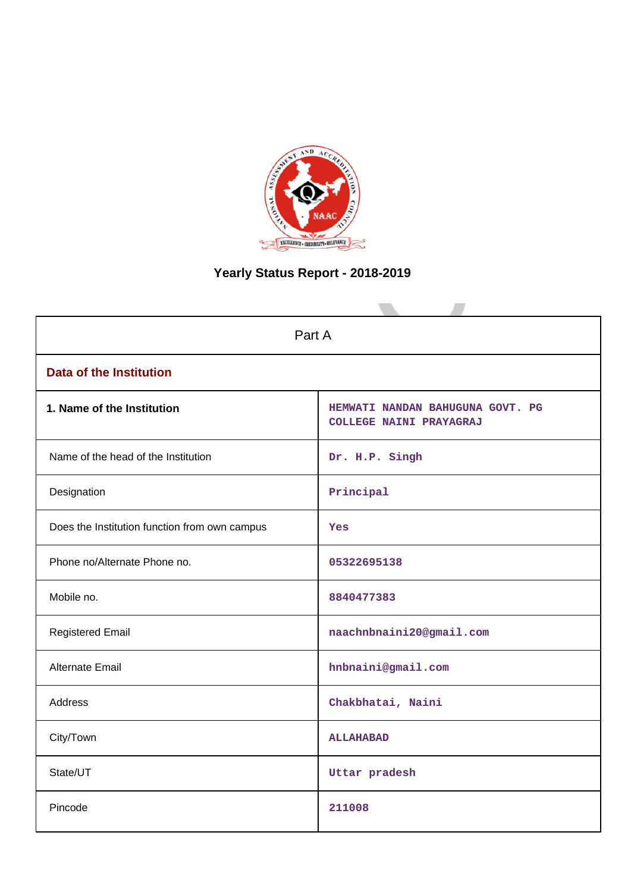# Yearly Status Report - 2018-2019

| Part A | |
|---|---|
| **Data of the Institution** | |
| **1. Name of the Institution** | HEMWATI NANDAN BAHUGUNA GOVT. PG COLLEGE NAINI PRAYAGRAJ |
| Name of the head of the Institution | Dr. H.P. Singh |
| Designation | Principal |
| Does the Institution function from own campus | Yes |
| Phone no/Alternate Phone no. | 05322695138 |
| Mobile no. | 8840477383 |
| Registered Email | naachnbnaini20@gmail.com |
| Alternate Email | hnbnaini@gmail.com |
| Address | Chakbhatai, Naini |
| City/Town | ALLAHABAD |
| State/UT | Uttar pradesh |
| Pincode | 211008 |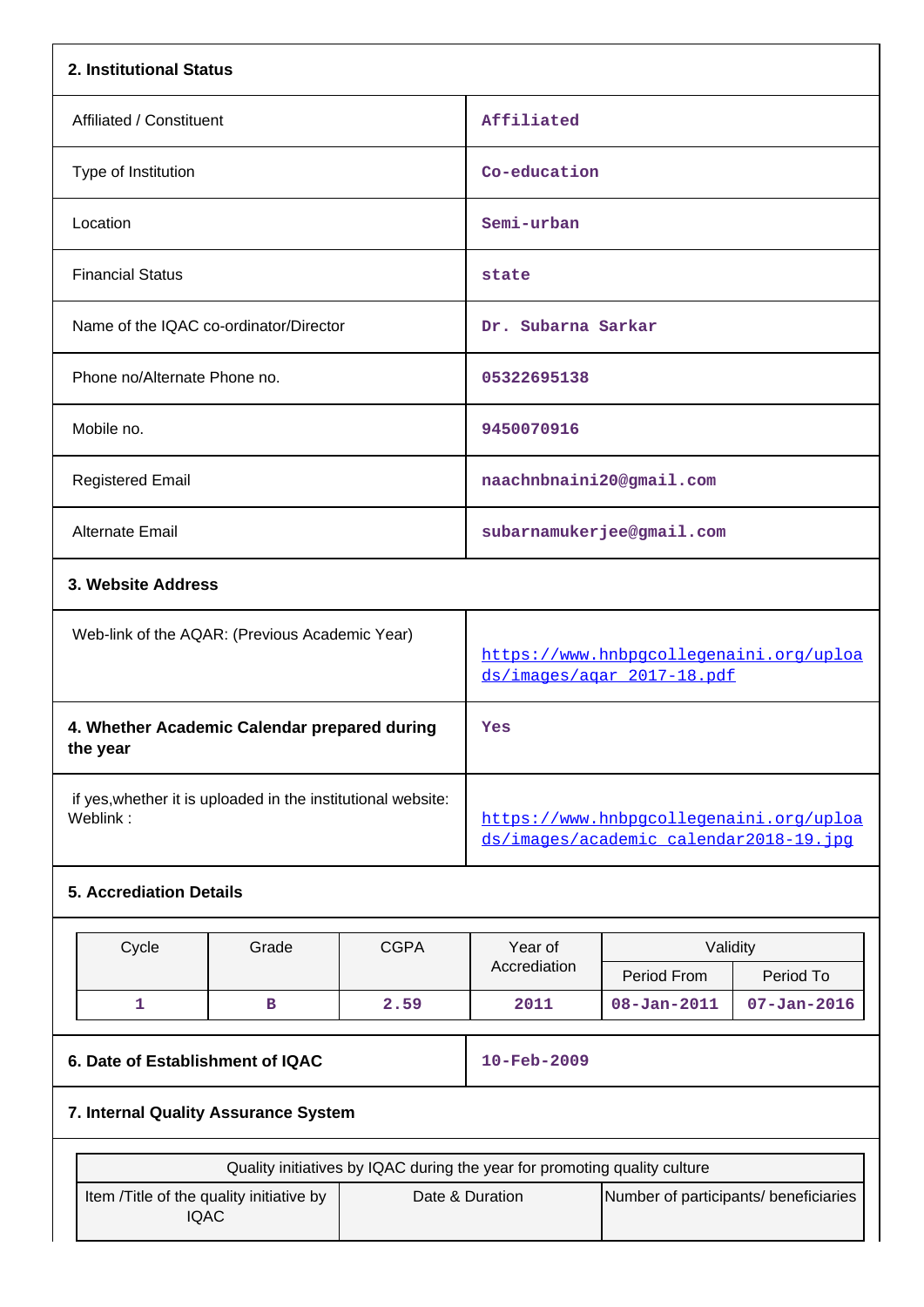## 2. Institutional Status

| | |
|---|---|
| Affiliated / Constituent | Affiliated |
| Type of Institution | Co-education |
| Location | Semi-urban |
| Financial Status | state |
| Name of the IQAC co-ordinator/Director | Dr. Subarna Sarkar |
| Phone no/Alternate Phone no. | 05322695138 |
| Mobile no. | 9450070916 |
| Registered Email | naachnbnaini20@gmail.com |
| Alternate Email | subarnamukerjee@gmail.com |

## 3. Website Address

| | |
|---|---|
| Web-link of the AQAR: (Previous Academic Year) | https://www.hnbpgcollegenaini.org/uploads/images/aqar_2017-18.pdf |
| **4. Whether Academic Calendar prepared during the year** | Yes |
| if yes,whether it is uploaded in the institutional website: Weblink : | https://www.hnbpgcollegenaini.org/uploads/images/academic_calendar2018-19.jpg |

## 5. Accrediation Details

| Cycle | Grade | CGPA | Year of Accrediation | Validity | |
|---|---|---|---|---|---|
| | | | | Period From | Period To |
| 1 | B | 2.59 | 2011 | 08-Jan-2011 | 07-Jan-2016 |

| | |
|---|---|
| **6. Date of Establishment of IQAC** | 10-Feb-2009 |

## 7. Internal Quality Assurance System

| Quality initiatives by IQAC during the year for promoting quality culture | | |
|---|---|---|
| Item /Title of the quality initiative by IQAC | Date & Duration | Number of participants/ beneficiaries |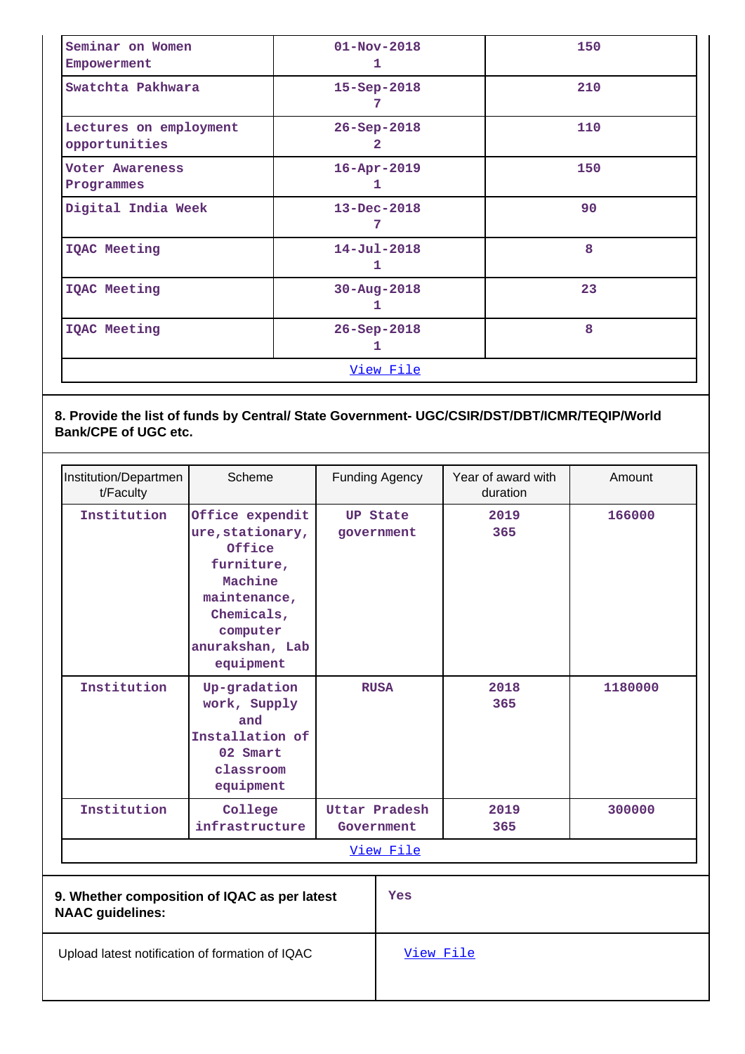| | | |
|---|---|---|
| Seminar on Women Empowerment | 01-Nov-2018<br>1 | 150 |
| Swatchta Pakhwara | 15-Sep-2018<br>7 | 210 |
| Lectures on employment opportunities | 26-Sep-2018<br>2 | 110 |
| Voter Awareness Programmes | 16-Apr-2019<br>1 | 150 |
| Digital India Week | 13-Dec-2018<br>7 | 90 |
| IQAC Meeting | 14-Jul-2018<br>1 | 8 |
| IQAC Meeting | 30-Aug-2018<br>1 | 23 |
| IQAC Meeting | 26-Sep-2018<br>1 | 8 |
| View File | | |

**8. Provide the list of funds by Central/ State Government- UGC/CSIR/DST/DBT/ICMR/TEQIP/World Bank/CPE of UGC etc.**

| Institution/Department/Faculty | Scheme | Funding Agency | Year of award with duration | Amount |
|---|---|---|---|---|
| Institution | Office expenditure,stationary, Office furniture, Machine maintenance, Chemicals, computer anurakshan, Lab equipment | UP State government | 2019<br>365 | 166000 |
| Institution | Up-gradation work, Supply and Installation of 02 Smart classroom equipment | RUSA | 2018<br>365 | 1180000 |
| Institution | College infrastructure | Uttar Pradesh Government | 2019<br>365 | 300000 |
| View File | | | | |

| | |
|---|---|
| **9. Whether composition of IQAC as per latest NAAC guidelines:** | Yes |
| Upload latest notification of formation of IQAC | View File |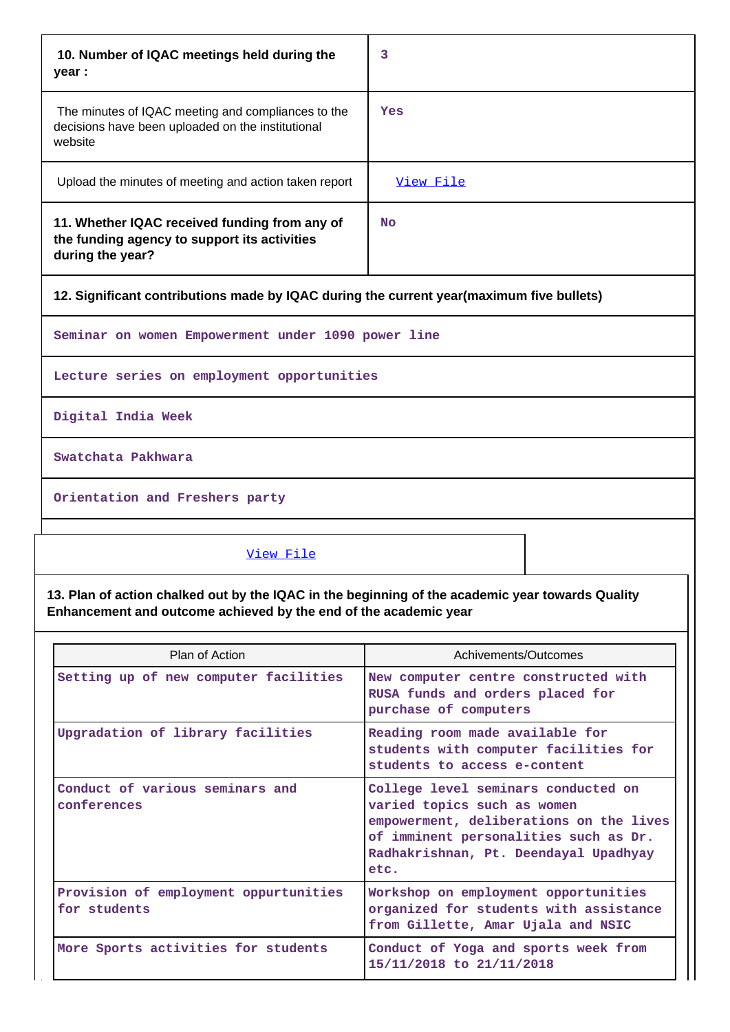| 10. Number of IQAC meetings held during the year : | 3 |
|---|---|
| The minutes of IQAC meeting and compliances to the decisions have been uploaded on the institutional website | Yes |
| Upload the minutes of meeting and action taken report | [View File](#) |
| 11. Whether IQAC received funding from any of the funding agency to support its activities during the year? | No |

**12. Significant contributions made by IQAC during the current year(maximum five bullets)**

Seminar on women Empowerment under 1090 power line

Lecture series on employment opportunities

Digital India Week

Swatchata Pakhwara

Orientation and Freshers party

[View File](#)

**13. Plan of action chalked out by the IQAC in the beginning of the academic year towards Quality Enhancement and outcome achieved by the end of the academic year**

| Plan of Action | Achivements/Outcomes |
|---|---|
| Setting up of new computer facilities | New computer centre constructed with RUSA funds and orders placed for purchase of computers |
| Upgradation of library facilities | Reading room made available for students with computer facilities for students to access e-content |
| Conduct of various seminars and conferences | College level seminars conducted on varied topics such as women empowerment, deliberations on the lives of imminent personalities such as Dr. Radhakrishnan, Pt. Deendayal Upadhyay etc. |
| Provision of employment oppurtunities for students | Workshop on employment opportunities organized for students with assistance from Gillette, Amar Ujala and NSIC |
| More Sports activities for students | Conduct of Yoga and sports week from 15/11/2018 to 21/11/2018 |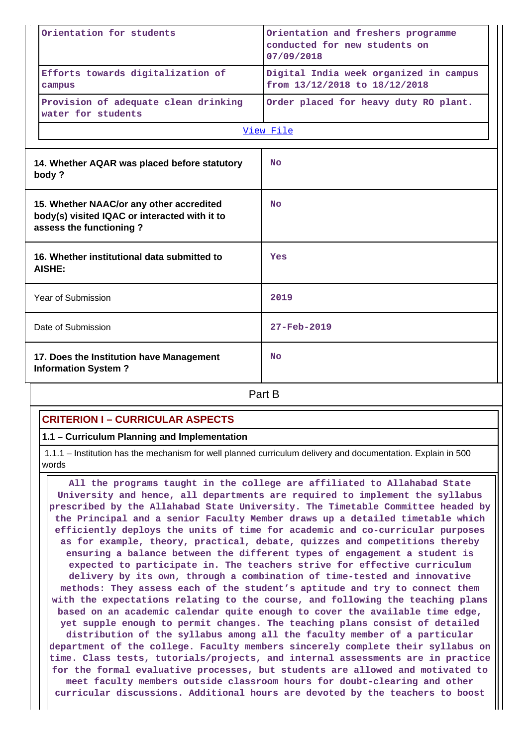| | |
|---|---|
| Orientation for students | Orientation and freshers programme conducted for new students on 07/09/2018 |
| Efforts towards digitalization of campus | Digital India week organized in campus from 13/12/2018 to 18/12/2018 |
| Provision of adequate clean drinking water for students | Order placed for heavy duty RO plant. |
| View File | |

| | |
|---|---|
| **14. Whether AQAR was placed before statutory body ?** | No |
| **15. Whether NAAC/or any other accredited body(s) visited IQAC or interacted with it to assess the functioning ?** | No |
| **16. Whether institutional data submitted to AISHE:** | Yes |
| Year of Submission | 2019 |
| Date of Submission | 27-Feb-2019 |
| **17. Does the Institution have Management Information System ?** | No |

Part B

## CRITERION I – CURRICULAR ASPECTS

### 1.1 – Curriculum Planning and Implementation

1.1.1 – Institution has the mechanism for well planned curriculum delivery and documentation. Explain in 500 words

All the programs taught in the college are affiliated to Allahabad State University and hence, all departments are required to implement the syllabus prescribed by the Allahabad State University. The Timetable Committee headed by the Principal and a senior Faculty Member draws up a detailed timetable which efficiently deploys the units of time for academic and co-curricular purposes as for example, theory, practical, debate, quizzes and competitions thereby ensuring a balance between the different types of engagement a student is expected to participate in. The teachers strive for effective curriculum delivery by its own, through a combination of time-tested and innovative methods: They assess each of the student's aptitude and try to connect them with the expectations relating to the course, and following the teaching plans based on an academic calendar quite enough to cover the available time edge, yet supple enough to permit changes. The teaching plans consist of detailed distribution of the syllabus among all the faculty member of a particular department of the college. Faculty members sincerely complete their syllabus on time. Class tests, tutorials/projects, and internal assessments are in practice for the formal evaluative processes, but students are allowed and motivated to meet faculty members outside classroom hours for doubt-clearing and other curricular discussions. Additional hours are devoted by the teachers to boost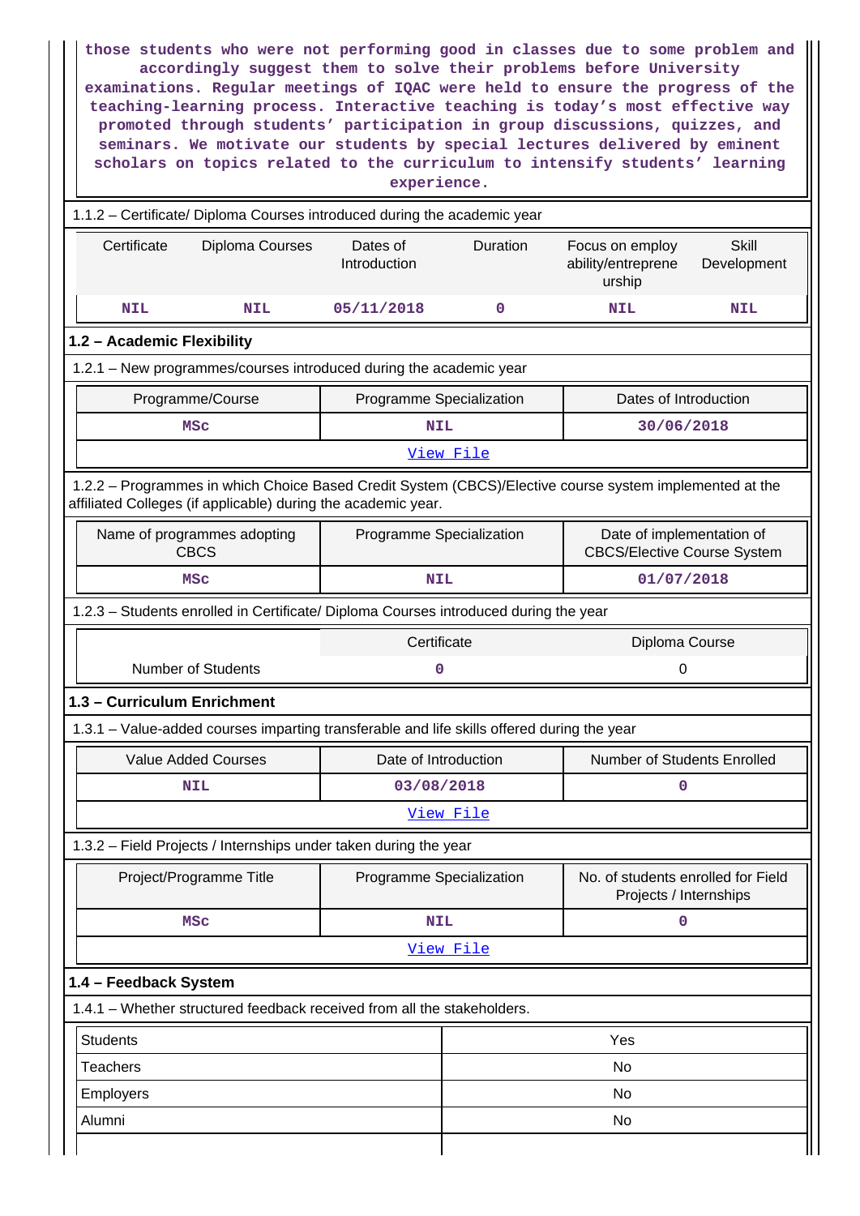those students who were not performing good in classes due to some problem and accordingly suggest them to solve their problems before University examinations. Regular meetings of IQAC were held to ensure the progress of the teaching-learning process. Interactive teaching is today's most effective way promoted through students' participation in group discussions, quizzes, and seminars. We motivate our students by special lectures delivered by eminent scholars on topics related to the curriculum to intensify students' learning experience.

1.1.2 – Certificate/ Diploma Courses introduced during the academic year

| Certificate | Diploma Courses | Dates of Introduction | Duration | Focus on employ ability/entreprene urship | Skill Development |
|---|---|---|---|---|---|
| NIL | NIL | 05/11/2018 | 0 | NIL | NIL |

## 1.2 – Academic Flexibility

1.2.1 – New programmes/courses introduced during the academic year

| Programme/Course | Programme Specialization | Dates of Introduction |
|---|---|---|
| MSc | NIL | 30/06/2018 |
| View File | | |

1.2.2 – Programmes in which Choice Based Credit System (CBCS)/Elective course system implemented at the affiliated Colleges (if applicable) during the academic year.

| Name of programmes adopting CBCS | Programme Specialization | Date of implementation of CBCS/Elective Course System |
|---|---|---|
| MSc | NIL | 01/07/2018 |

1.2.3 – Students enrolled in Certificate/ Diploma Courses introduced during the year

| | Certificate | Diploma Course |
|---|---|---|
| Number of Students | 0 | 0 |

## 1.3 – Curriculum Enrichment

1.3.1 – Value-added courses imparting transferable and life skills offered during the year

| Value Added Courses | Date of Introduction | Number of Students Enrolled |
|---|---|---|
| NIL | 03/08/2018 | 0 |
| View File | | |

1.3.2 – Field Projects / Internships under taken during the year

| Project/Programme Title | Programme Specialization | No. of students enrolled for Field Projects / Internships |
|---|---|---|
| MSc | NIL | 0 |
| View File | | |

## 1.4 – Feedback System

1.4.1 – Whether structured feedback received from all the stakeholders.

| | |
|---|---|
| Students | Yes |
| Teachers | No |
| Employers | No |
| Alumni | No |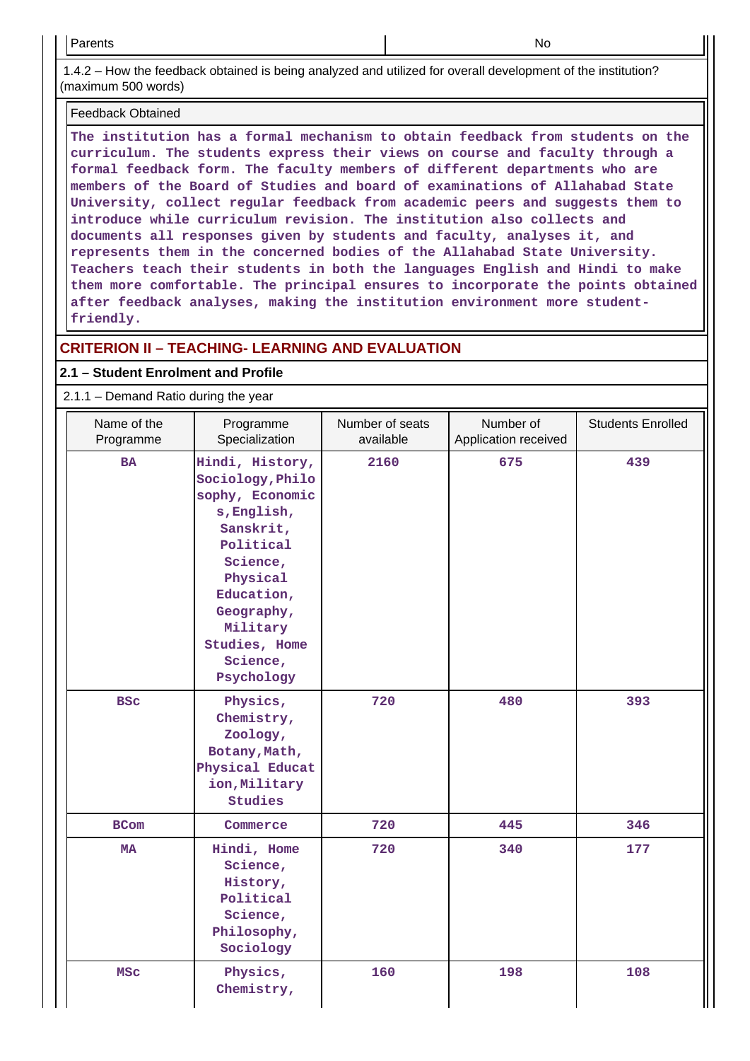| Parents | No |
|---|---|

1.4.2 – How the feedback obtained is being analyzed and utilized for overall development of the institution? (maximum 500 words)

| Feedback Obtained |
|---|
| The institution has a formal mechanism to obtain feedback from students on the curriculum. The students express their views on course and faculty through a formal feedback form. The faculty members of different departments who are members of the Board of Studies and board of examinations of Allahabad State University, collect regular feedback from academic peers and suggests them to introduce while curriculum revision. The institution also collects and documents all responses given by students and faculty, analyses it, and represents them in the concerned bodies of the Allahabad State University. Teachers teach their students in both the languages English and Hindi to make them more comfortable. The principal ensures to incorporate the points obtained after feedback analyses, making the institution environment more student-friendly. |

## CRITERION II – TEACHING- LEARNING AND EVALUATION

### 2.1 – Student Enrolment and Profile

2.1.1 – Demand Ratio during the year

| Name of the Programme | Programme Specialization | Number of seats available | Number of Application received | Students Enrolled |
|---|---|---|---|---|
| BA | Hindi, History, Sociology,Philosophy, Economics,English, Sanskrit, Political Science, Physical Education, Geography, Military Studies, Home Science, Psychology | 2160 | 675 | 439 |
| BSc | Physics, Chemistry, Zoology, Botany,Math, Physical Education,Military Studies | 720 | 480 | 393 |
| BCom | Commerce | 720 | 445 | 346 |
| MA | Hindi, Home Science, History, Political Science, Philosophy, Sociology | 720 | 340 | 177 |
| MSc | Physics, Chemistry, | 160 | 198 | 108 |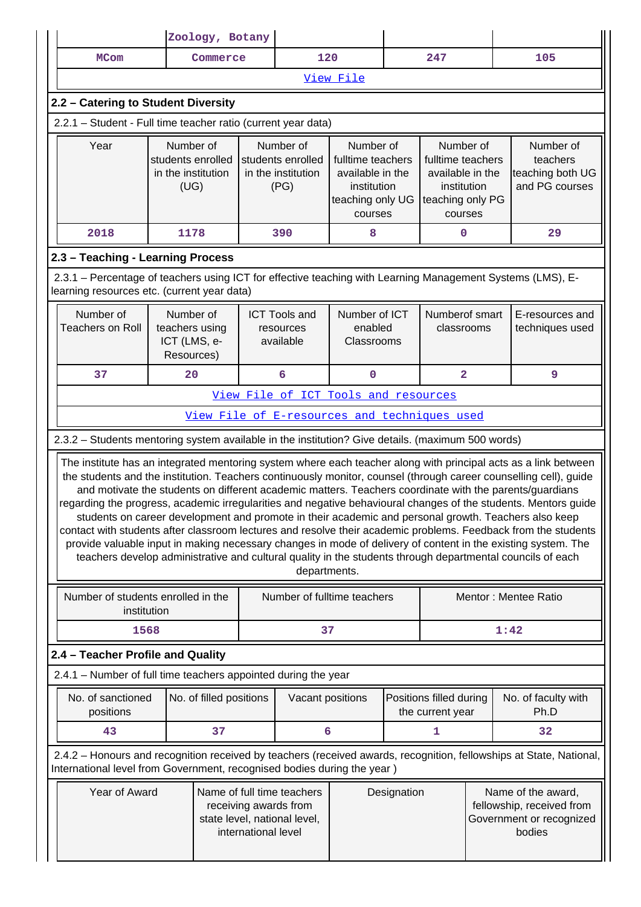| | Zoology, Botany | | | |
|---|---|---|---|---|
| MCom | Commerce | 120 | 247 | 105 |
| View File | | | | |

## 2.2 – Catering to Student Diversity

2.2.1 – Student - Full time teacher ratio (current year data)

| Year | Number of students enrolled in the institution (UG) | Number of students enrolled in the institution (PG) | Number of fulltime teachers available in the institution teaching only UG courses | Number of fulltime teachers available in the institution teaching only PG courses | Number of teachers teaching both UG and PG courses |
|---|---|---|---|---|---|
| 2018 | 1178 | 390 | 8 | 0 | 29 |

## 2.3 – Teaching - Learning Process

2.3.1 – Percentage of teachers using ICT for effective teaching with Learning Management Systems (LMS), E-learning resources etc. (current year data)

| Number of Teachers on Roll | Number of teachers using ICT (LMS, e-Resources) | ICT Tools and resources available | Number of ICT enabled Classrooms | Numberof smart classrooms | E-resources and techniques used |
|---|---|---|---|---|---|
| 37 | 20 | 6 | 0 | 2 | 9 |
| View File of ICT Tools and resources | | | | | |
| View File of E-resources and techniques used | | | | | |

2.3.2 – Students mentoring system available in the institution? Give details. (maximum 500 words)

The institute has an integrated mentoring system where each teacher along with principal acts as a link between the students and the institution. Teachers continuously monitor, counsel (through career counselling cell), guide and motivate the students on different academic matters. Teachers coordinate with the parents/guardians regarding the progress, academic irregularities and negative behavioural changes of the students. Mentors guide students on career development and promote in their academic and personal growth. Teachers also keep contact with students after classroom lectures and resolve their academic problems. Feedback from the students provide valuable input in making necessary changes in mode of delivery of content in the existing system. The teachers develop administrative and cultural quality in the students through departmental councils of each departments.

| Number of students enrolled in the institution | Number of fulltime teachers | Mentor : Mentee Ratio |
|---|---|---|
| 1568 | 37 | 1:42 |

## 2.4 – Teacher Profile and Quality

2.4.1 – Number of full time teachers appointed during the year

| No. of sanctioned positions | No. of filled positions | Vacant positions | Positions filled during the current year | No. of faculty with Ph.D |
|---|---|---|---|---|
| 43 | 37 | 6 | 1 | 32 |

2.4.2 – Honours and recognition received by teachers (received awards, recognition, fellowships at State, National, International level from Government, recognised bodies during the year )

| Year of Award | Name of full time teachers receiving awards from state level, national level, international level | Designation | Name of the award, fellowship, received from Government or recognized bodies |
|---|---|---|---|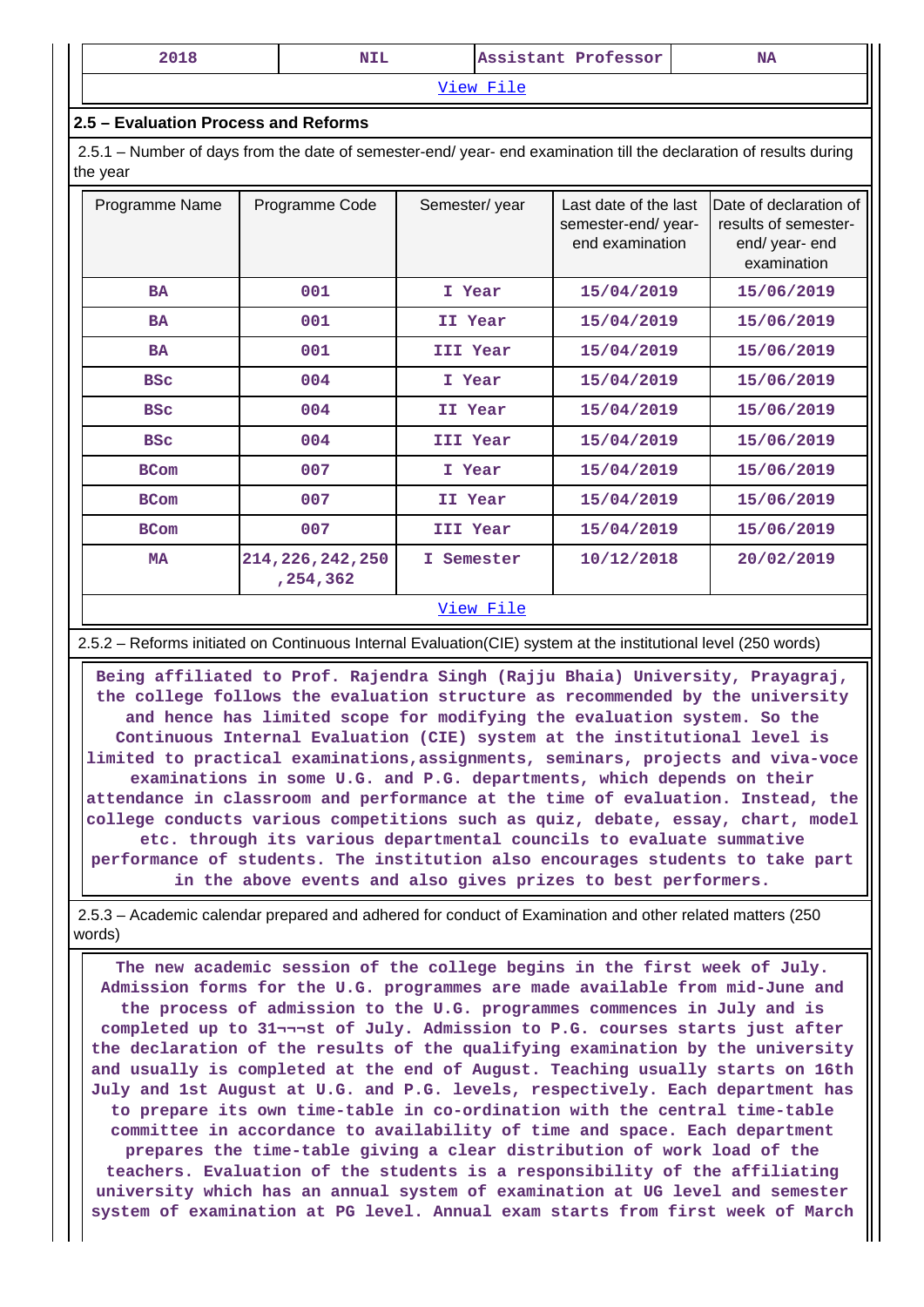| 2018 | NIL | Assistant Professor | NA |
|---|---|---|---|

View File

### 2.5 – Evaluation Process and Reforms

2.5.1 – Number of days from the date of semester-end/ year- end examination till the declaration of results during the year

| Programme Name | Programme Code | Semester/ year | Last date of the last semester-end/ year- end examination | Date of declaration of results of semester-end/ year- end examination |
|---|---|---|---|---|
| BA | 001 | I Year | 15/04/2019 | 15/06/2019 |
| BA | 001 | II Year | 15/04/2019 | 15/06/2019 |
| BA | 001 | III Year | 15/04/2019 | 15/06/2019 |
| BSc | 004 | I Year | 15/04/2019 | 15/06/2019 |
| BSc | 004 | II Year | 15/04/2019 | 15/06/2019 |
| BSc | 004 | III Year | 15/04/2019 | 15/06/2019 |
| BCom | 007 | I Year | 15/04/2019 | 15/06/2019 |
| BCom | 007 | II Year | 15/04/2019 | 15/06/2019 |
| BCom | 007 | III Year | 15/04/2019 | 15/06/2019 |
| MA | 214,226,242,250,254,362 | I Semester | 10/12/2018 | 20/02/2019 |

View File

2.5.2 – Reforms initiated on Continuous Internal Evaluation(CIE) system at the institutional level (250 words)

Being affiliated to Prof. Rajendra Singh (Rajju Bhaia) University, Prayagraj, the college follows the evaluation structure as recommended by the university and hence has limited scope for modifying the evaluation system. So the Continuous Internal Evaluation (CIE) system at the institutional level is limited to practical examinations,assignments, seminars, projects and viva-voce examinations in some U.G. and P.G. departments, which depends on their attendance in classroom and performance at the time of evaluation. Instead, the college conducts various competitions such as quiz, debate, essay, chart, model etc. through its various departmental councils to evaluate summative performance of students. The institution also encourages students to take part in the above events and also gives prizes to best performers.

2.5.3 – Academic calendar prepared and adhered for conduct of Examination and other related matters (250 words)

The new academic session of the college begins in the first week of July. Admission forms for the U.G. programmes are made available from mid-June and the process of admission to the U.G. programmes commences in July and is completed up to 31¬¬¬st of July. Admission to P.G. courses starts just after the declaration of the results of the qualifying examination by the university and usually is completed at the end of August. Teaching usually starts on 16th July and 1st August at U.G. and P.G. levels, respectively. Each department has to prepare its own time-table in co-ordination with the central time-table committee in accordance to availability of time and space. Each department prepares the time-table giving a clear distribution of work load of the teachers. Evaluation of the students is a responsibility of the affiliating university which has an annual system of examination at UG level and semester system of examination at PG level. Annual exam starts from first week of March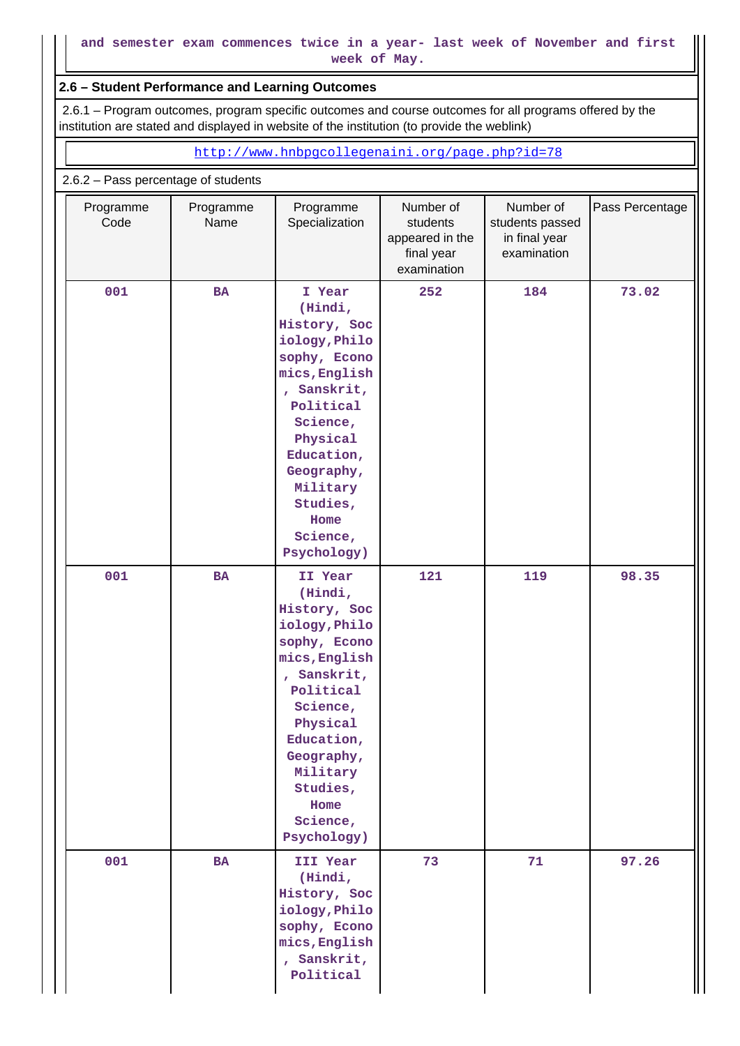and semester exam commences twice in a year- last week of November and first week of May.

## 2.6 – Student Performance and Learning Outcomes

2.6.1 – Program outcomes, program specific outcomes and course outcomes for all programs offered by the institution are stated and displayed in website of the institution (to provide the weblink)

http://www.hnbpgcollegenaini.org/page.php?id=78

2.6.2 – Pass percentage of students

| Programme Code | Programme Name | Programme Specialization | Number of students appeared in the final year examination | Number of students passed in final year examination | Pass Percentage |
|---|---|---|---|---|---|
| 001 | BA | I Year (Hindi, History, Sociology,Philosophy, Economics,English, Sanskrit, Political Science, Physical Education, Geography, Military Studies, Home Science, Psychology) | 252 | 184 | 73.02 |
| 001 | BA | II Year (Hindi, History, Sociology,Philosophy, Economics,English, Sanskrit, Political Science, Physical Education, Geography, Military Studies, Home Science, Psychology) | 121 | 119 | 98.35 |
| 001 | BA | III Year (Hindi, History, Sociology,Philosophy, Economics,English, Sanskrit, Political | 73 | 71 | 97.26 |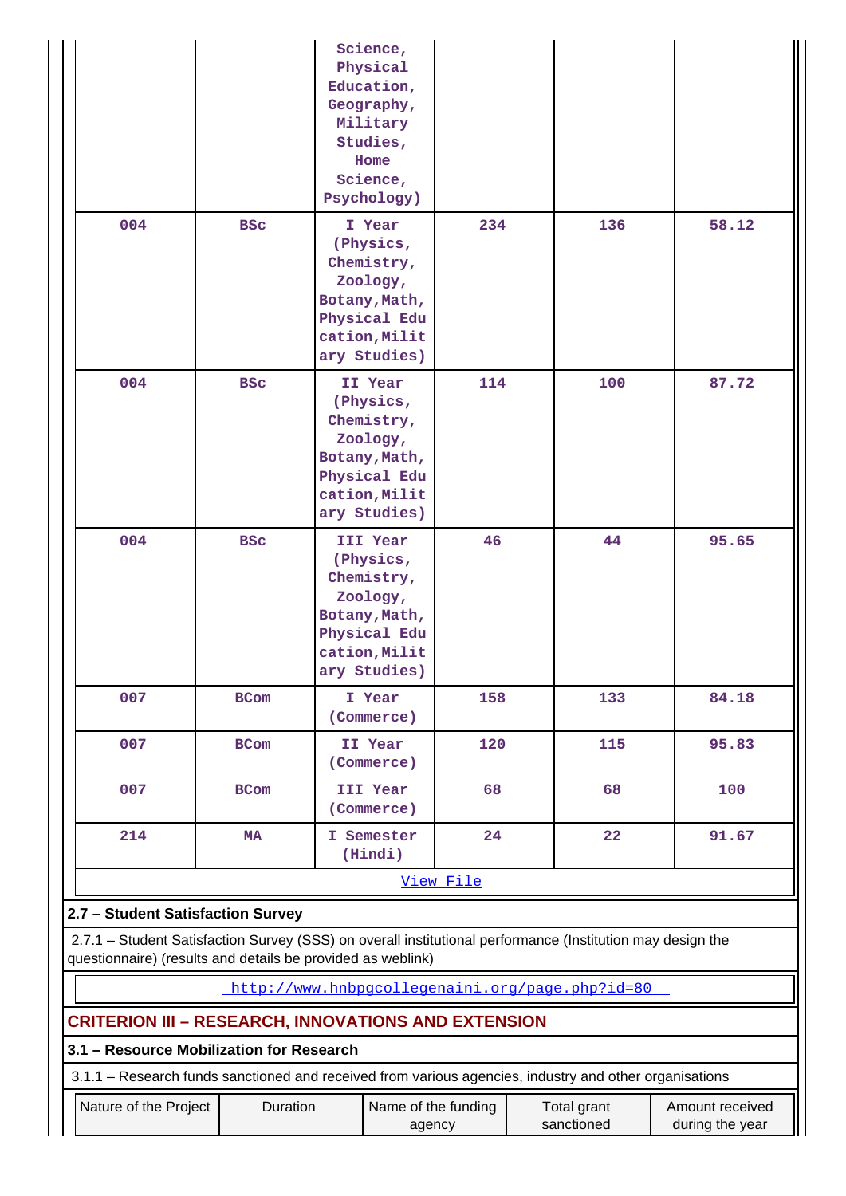| | | Science, Physical Education, Geography, Military Studies, Home Science, Psychology) | | | |
|---|---|---|---|---|---|
| 004 | BSc | I Year (Physics, Chemistry, Zoology, Botany,Math, Physical Education,Military Studies) | 234 | 136 | 58.12 |
| 004 | BSc | II Year (Physics, Chemistry, Zoology, Botany,Math, Physical Education,Military Studies) | 114 | 100 | 87.72 |
| 004 | BSc | III Year (Physics, Chemistry, Zoology, Botany,Math, Physical Education,Military Studies) | 46 | 44 | 95.65 |
| 007 | BCom | I Year (Commerce) | 158 | 133 | 84.18 |
| 007 | BCom | II Year (Commerce) | 120 | 115 | 95.83 |
| 007 | BCom | III Year (Commerce) | 68 | 68 | 100 |
| 214 | MA | I Semester (Hindi) | 24 | 22 | 91.67 |

View File

**2.7 – Student Satisfaction Survey**

2.7.1 – Student Satisfaction Survey (SSS) on overall institutional performance (Institution may design the questionnaire) (results and details be provided as weblink)

http://www.hnbpgcollegenaini.org/page.php?id=80

## CRITERION III – RESEARCH, INNOVATIONS AND EXTENSION

**3.1 – Resource Mobilization for Research**

3.1.1 – Research funds sanctioned and received from various agencies, industry and other organisations

| Nature of the Project | Duration | Name of the funding agency | Total grant sanctioned | Amount received during the year |
|---|---|---|---|---|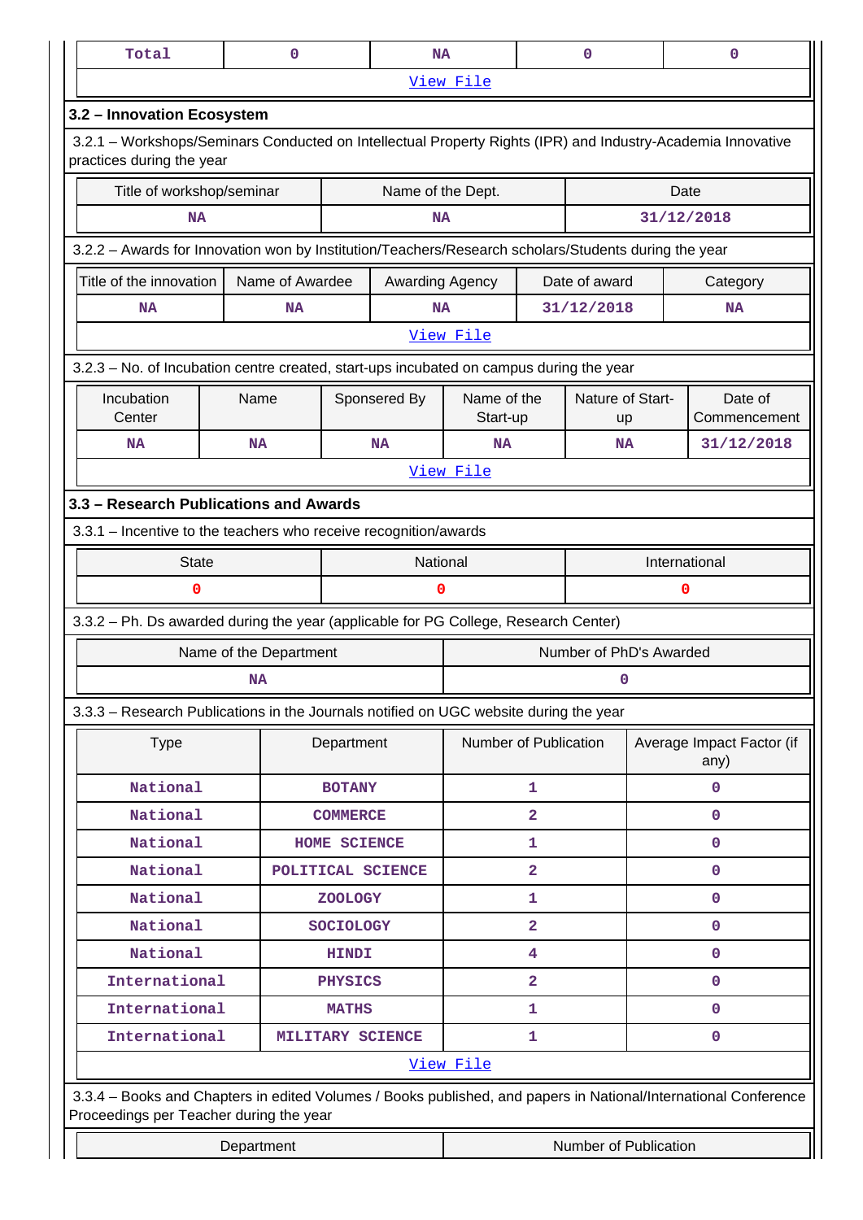| Total | 0 | NA | 0 | 0 |
|---|---|---|---|---|
| View File | | | | |

### 3.2 – Innovation Ecosystem

3.2.1 – Workshops/Seminars Conducted on Intellectual Property Rights (IPR) and Industry-Academia Innovative practices during the year

| Title of workshop/seminar | Name of the Dept. | Date |
|---|---|---|
| NA | NA | 31/12/2018 |

3.2.2 – Awards for Innovation won by Institution/Teachers/Research scholars/Students during the year

| Title of the innovation | Name of Awardee | Awarding Agency | Date of award | Category |
|---|---|---|---|---|
| NA | NA | NA | 31/12/2018 | NA |
| View File | | | | |

3.2.3 – No. of Incubation centre created, start-ups incubated on campus during the year

| Incubation Center | Name | Sponsered By | Name of the Start-up | Nature of Start-up | Date of Commencement |
|---|---|---|---|---|---|
| NA | NA | NA | NA | NA | 31/12/2018 |
| View File | | | | | |

### 3.3 – Research Publications and Awards

3.3.1 – Incentive to the teachers who receive recognition/awards

| State | National | International |
|---|---|---|
| 0 | 0 | 0 |

3.3.2 – Ph. Ds awarded during the year (applicable for PG College, Research Center)

| Name of the Department | Number of PhD's Awarded |
|---|---|
| NA | 0 |

3.3.3 – Research Publications in the Journals notified on UGC website during the year

| Type | Department | Number of Publication | Average Impact Factor (if any) |
|---|---|---|---|
| National | BOTANY | 1 | 0 |
| National | COMMERCE | 2 | 0 |
| National | HOME SCIENCE | 1 | 0 |
| National | POLITICAL SCIENCE | 2 | 0 |
| National | ZOOLOGY | 1 | 0 |
| National | SOCIOLOGY | 2 | 0 |
| National | HINDI | 4 | 0 |
| International | PHYSICS | 2 | 0 |
| International | MATHS | 1 | 0 |
| International | MILITARY SCIENCE | 1 | 0 |
| View File | | | |

3.3.4 – Books and Chapters in edited Volumes / Books published, and papers in National/International Conference Proceedings per Teacher during the year

| Department | Number of Publication |
|---|---|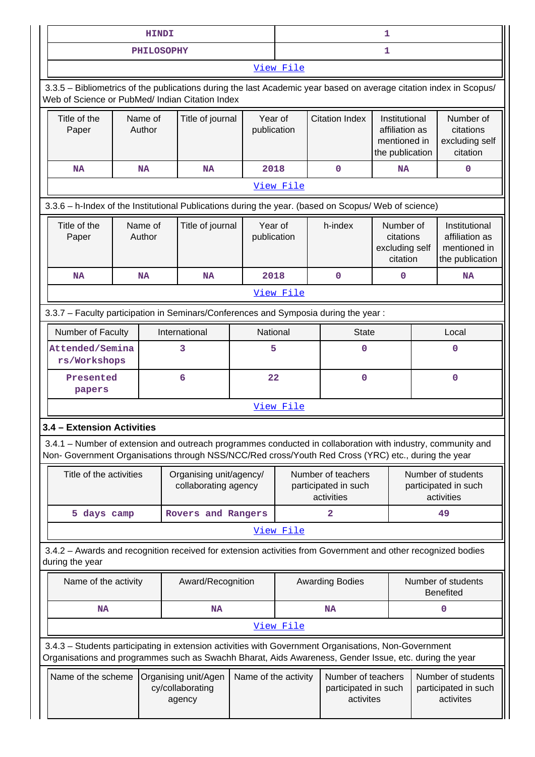| HINDI | 1 |
|---|---|
| PHILOSOPHY | 1 |
| View File | |

3.3.5 – Bibliometrics of the publications during the last Academic year based on average citation index in Scopus/ Web of Science or PubMed/ Indian Citation Index

| Title of the Paper | Name of Author | Title of journal | Year of publication | Citation Index | Institutional affiliation as mentioned in the publication | Number of citations excluding self citation |
|---|---|---|---|---|---|---|
| NA | NA | NA | 2018 | 0 | NA | 0 |
| View File | | | | | | |

3.3.6 – h-Index of the Institutional Publications during the year. (based on Scopus/ Web of science)

| Title of the Paper | Name of Author | Title of journal | Year of publication | h-index | Number of citations excluding self citation | Institutional affiliation as mentioned in the publication |
|---|---|---|---|---|---|---|
| NA | NA | NA | 2018 | 0 | 0 | NA |
| View File | | | | | | |

3.3.7 – Faculty participation in Seminars/Conferences and Symposia during the year :

| Number of Faculty | International | National | State | Local |
|---|---|---|---|---|
| Attended/Seminars/Workshops | 3 | 5 | 0 | 0 |
| Presented papers | 6 | 22 | 0 | 0 |
| View File | | | | |

### 3.4 – Extension Activities

3.4.1 – Number of extension and outreach programmes conducted in collaboration with industry, community and Non- Government Organisations through NSS/NCC/Red cross/Youth Red Cross (YRC) etc., during the year

| Title of the activities | Organising unit/agency/ collaborating agency | Number of teachers participated in such activities | Number of students participated in such activities |
|---|---|---|---|
| 5 days camp | Rovers and Rangers | 2 | 49 |
| View File | | | |

3.4.2 – Awards and recognition received for extension activities from Government and other recognized bodies during the year

| Name of the activity | Award/Recognition | Awarding Bodies | Number of students Benefited |
|---|---|---|---|
| NA | NA | NA | 0 |
| View File | | | |

3.4.3 – Students participating in extension activities with Government Organisations, Non-Government Organisations and programmes such as Swachh Bharat, Aids Awareness, Gender Issue, etc. during the year

| Name of the scheme | Organising unit/Agency/collaborating agency | Name of the activity | Number of teachers participated in such activites | Number of students participated in such activites |
|---|---|---|---|---|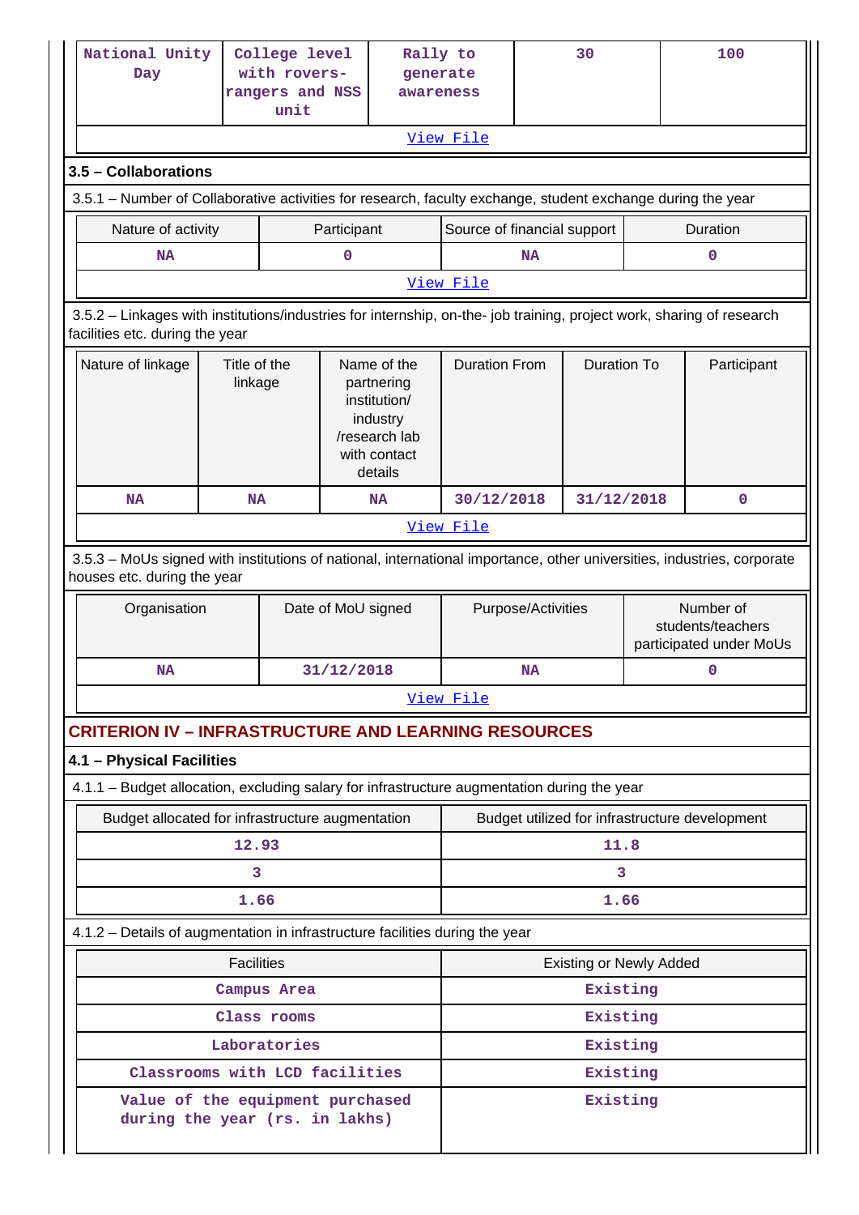| National Unity Day | College level with rovers-rangers and NSS unit | Rally to generate awareness | 30 | 100 |
|---|---|---|---|---|

[View File](#)

### 3.5 – Collaborations

3.5.1 – Number of Collaborative activities for research, faculty exchange, student exchange during the year

| Nature of activity | Participant | Source of financial support | Duration |
|---|---|---|---|
| NA | 0 | NA | 0 |

[View File](#)

3.5.2 – Linkages with institutions/industries for internship, on-the- job training, project work, sharing of research facilities etc. during the year

| Nature of linkage | Title of the linkage | Name of the partnering institution/ industry /research lab with contact details | Duration From | Duration To | Participant |
|---|---|---|---|---|---|
| NA | NA | NA | 30/12/2018 | 31/12/2018 | 0 |

[View File](#)

3.5.3 – MoUs signed with institutions of national, international importance, other universities, industries, corporate houses etc. during the year

| Organisation | Date of MoU signed | Purpose/Activities | Number of students/teachers participated under MoUs |
|---|---|---|---|
| NA | 31/12/2018 | NA | 0 |

[View File](#)

## CRITERION IV – INFRASTRUCTURE AND LEARNING RESOURCES

### 4.1 – Physical Facilities

4.1.1 – Budget allocation, excluding salary for infrastructure augmentation during the year

| Budget allocated for infrastructure augmentation | Budget utilized for infrastructure development |
|---|---|
| 12.93 | 11.8 |
| 3 | 3 |
| 1.66 | 1.66 |

4.1.2 – Details of augmentation in infrastructure facilities during the year

| Facilities | Existing or Newly Added |
|---|---|
| Campus Area | Existing |
| Class rooms | Existing |
| Laboratories | Existing |
| Classrooms with LCD facilities | Existing |
| Value of the equipment purchased during the year (rs. in lakhs) | Existing |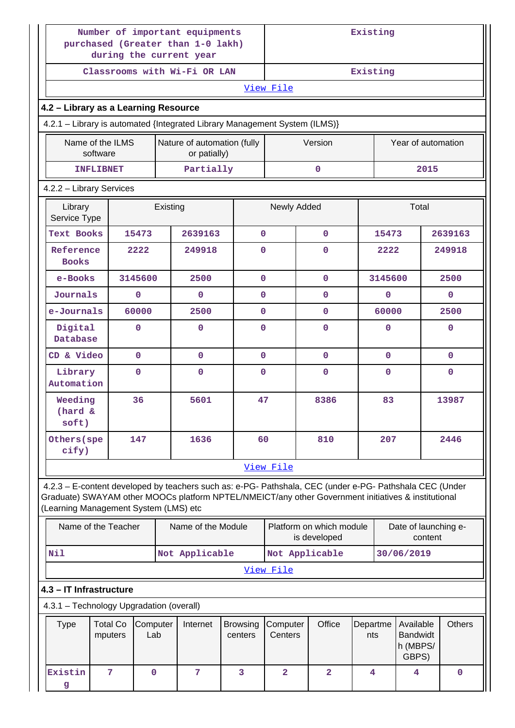| Number of important equipments purchased (Greater than 1-0 lakh) during the current year | Existing |
|---|---|
| Classrooms with Wi-Fi OR LAN | Existing |
| View File | |

### 4.2 – Library as a Learning Resource

4.2.1 – Library is automated {Integrated Library Management System (ILMS)}

| Name of the ILMS software | Nature of automation (fully or patially) | Version | Year of automation |
|---|---|---|---|
| INFLIBNET | Partially | 0 | 2015 |

4.2.2 – Library Services

| Library Service Type | Existing | | Newly Added | | Total | |
|---|---|---|---|---|---|---|
| Text Books | 15473 | 2639163 | 0 | 0 | 15473 | 2639163 |
| Reference Books | 2222 | 249918 | 0 | 0 | 2222 | 249918 |
| e-Books | 3145600 | 2500 | 0 | 0 | 3145600 | 2500 |
| Journals | 0 | 0 | 0 | 0 | 0 | 0 |
| e-Journals | 60000 | 2500 | 0 | 0 | 60000 | 2500 |
| Digital Database | 0 | 0 | 0 | 0 | 0 | 0 |
| CD & Video | 0 | 0 | 0 | 0 | 0 | 0 |
| Library Automation | 0 | 0 | 0 | 0 | 0 | 0 |
| Weeding (hard & soft) | 36 | 5601 | 47 | 8386 | 83 | 13987 |
| Others(specify) | 147 | 1636 | 60 | 810 | 207 | 2446 |

View File

4.2.3 – E-content developed by teachers such as: e-PG- Pathshala, CEC (under e-PG- Pathshala CEC (Under Graduate) SWAYAM other MOOCs platform NPTEL/NMEICT/any other Government initiatives & institutional (Learning Management System (LMS) etc

| Name of the Teacher | Name of the Module | Platform on which module is developed | Date of launching e-content |
|---|---|---|---|
| Nil | Not Applicable | Not Applicable | 30/06/2019 |

View File

### 4.3 – IT Infrastructure

4.3.1 – Technology Upgradation (overall)

| Type | Total Computers | Computer Lab | Internet | Browsing centers | Computer Centers | Office | Departments | Available Bandwidth (MBPS/ GBPS) | Others |
|---|---|---|---|---|---|---|---|---|---|
| Existing | 7 | 0 | 7 | 3 | 2 | 2 | 4 | 4 | 0 |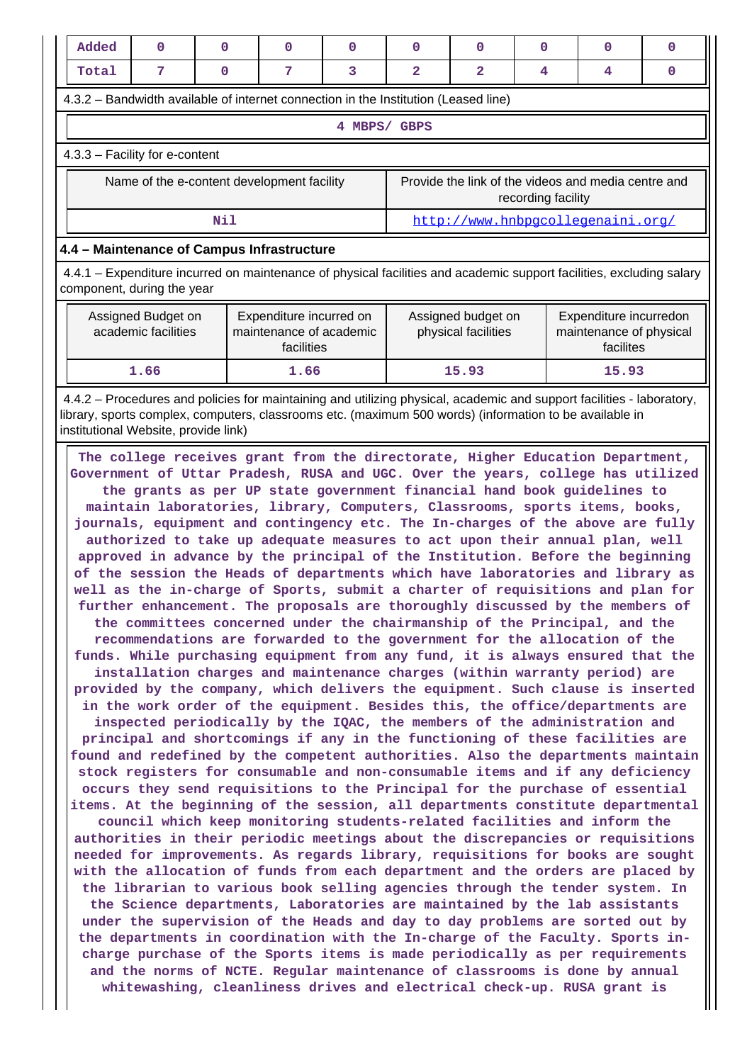| Added | 0 | 0 | 0 | 0 | 0 | 0 | 0 | 0 | 0 |
|---|---|---|---|---|---|---|---|---|---|
| Total | 7 | 0 | 7 | 3 | 2 | 2 | 4 | 4 | 0 |

4.3.2 – Bandwidth available of internet connection in the Institution (Leased line)

4 MBPS/ GBPS

4.3.3 – Facility for e-content

| Name of the e-content development facility | Provide the link of the videos and media centre and recording facility |
|---|---|
| Nil | http://www.hnbpgcollegenaini.org/ |

## 4.4 – Maintenance of Campus Infrastructure

4.4.1 – Expenditure incurred on maintenance of physical facilities and academic support facilities, excluding salary component, during the year

| Assigned Budget on academic facilities | Expenditure incurred on maintenance of academic facilities | Assigned budget on physical facilities | Expenditure incurredon maintenance of physical facilites |
|---|---|---|---|
| 1.66 | 1.66 | 15.93 | 15.93 |

4.4.2 – Procedures and policies for maintaining and utilizing physical, academic and support facilities - laboratory, library, sports complex, computers, classrooms etc. (maximum 500 words) (information to be available in institutional Website, provide link)

The college receives grant from the directorate, Higher Education Department, Government of Uttar Pradesh, RUSA and UGC. Over the years, college has utilized the grants as per UP state government financial hand book guidelines to maintain laboratories, library, Computers, Classrooms, sports items, books, journals, equipment and contingency etc. The In-charges of the above are fully authorized to take up adequate measures to act upon their annual plan, well approved in advance by the principal of the Institution. Before the beginning of the session the Heads of departments which have laboratories and library as well as the in-charge of Sports, submit a charter of requisitions and plan for further enhancement. The proposals are thoroughly discussed by the members of the committees concerned under the chairmanship of the Principal, and the recommendations are forwarded to the government for the allocation of the funds. While purchasing equipment from any fund, it is always ensured that the installation charges and maintenance charges (within warranty period) are provided by the company, which delivers the equipment. Such clause is inserted in the work order of the equipment. Besides this, the office/departments are inspected periodically by the IQAC, the members of the administration and principal and shortcomings if any in the functioning of these facilities are found and redefined by the competent authorities. Also the departments maintain stock registers for consumable and non-consumable items and if any deficiency occurs they send requisitions to the Principal for the purchase of essential items. At the beginning of the session, all departments constitute departmental council which keep monitoring students-related facilities and inform the authorities in their periodic meetings about the discrepancies or requisitions needed for improvements. As regards library, requisitions for books are sought with the allocation of funds from each department and the orders are placed by the librarian to various book selling agencies through the tender system. In the Science departments, Laboratories are maintained by the lab assistants under the supervision of the Heads and day to day problems are sorted out by the departments in coordination with the In-charge of the Faculty. Sports in-charge purchase of the Sports items is made periodically as per requirements and the norms of NCTE. Regular maintenance of classrooms is done by annual whitewashing, cleanliness drives and electrical check-up. RUSA grant is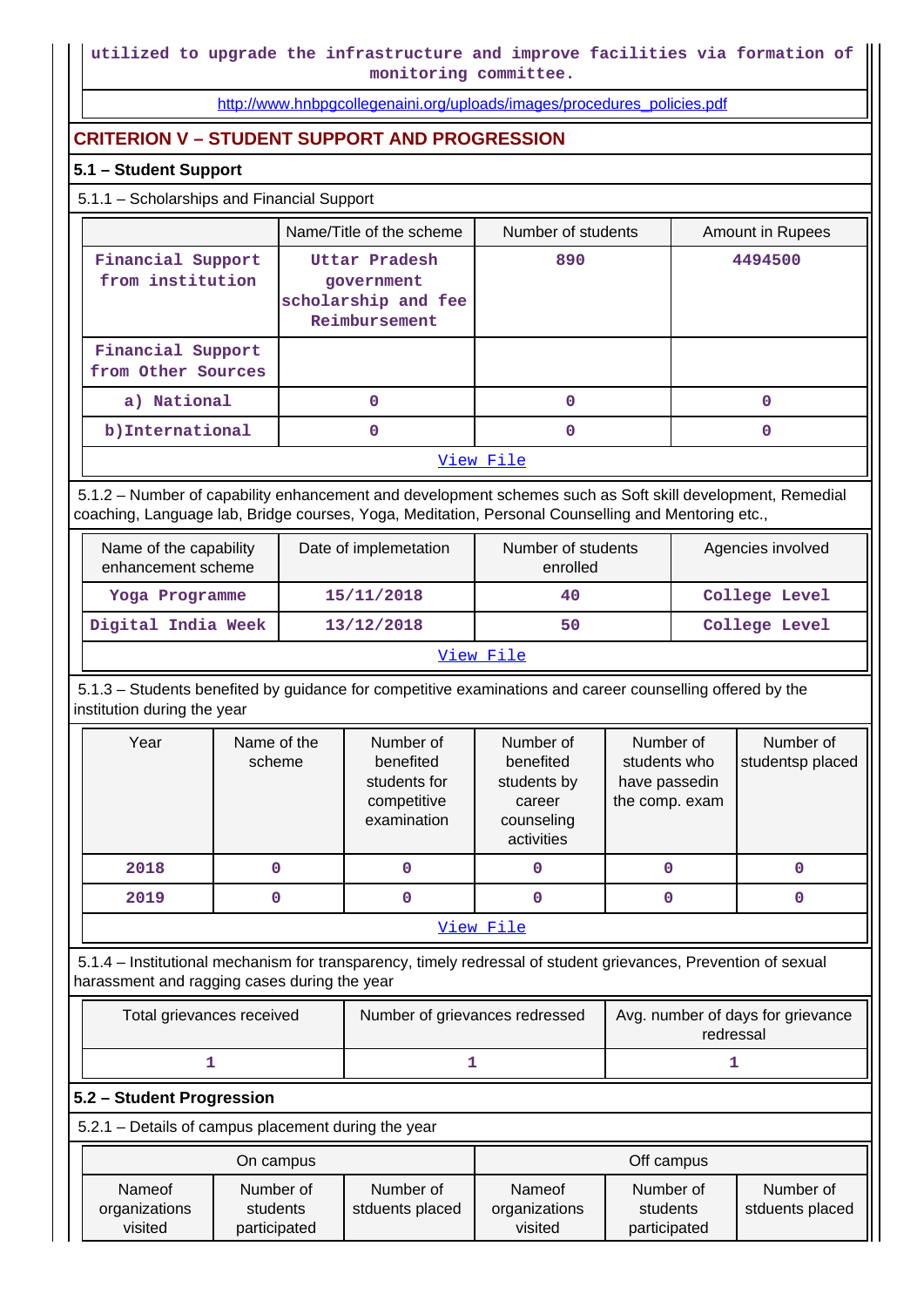utilized to upgrade the infrastructure and improve facilities via formation of monitoring committee.

http://www.hnbpgcollegenaini.org/uploads/images/procedures_policies.pdf

## CRITERION V – STUDENT SUPPORT AND PROGRESSION

### 5.1 – Student Support

5.1.1 – Scholarships and Financial Support

| | Name/Title of the scheme | Number of students | Amount in Rupees |
|---|---|---|---|
| Financial Support from institution | Uttar Pradesh government scholarship and fee Reimbursement | 890 | 4494500 |
| Financial Support from Other Sources | | | |
| a) National | 0 | 0 | 0 |
| b)International | 0 | 0 | 0 |
| View File | | | |

5.1.2 – Number of capability enhancement and development schemes such as Soft skill development, Remedial coaching, Language lab, Bridge courses, Yoga, Meditation, Personal Counselling and Mentoring etc.,

| Name of the capability enhancement scheme | Date of implemetation | Number of students enrolled | Agencies involved |
|---|---|---|---|
| Yoga Programme | 15/11/2018 | 40 | College Level |
| Digital India Week | 13/12/2018 | 50 | College Level |
| View File | | | |

5.1.3 – Students benefited by guidance for competitive examinations and career counselling offered by the institution during the year

| Year | Name of the scheme | Number of benefited students for competitive examination | Number of benefited students by career counseling activities | Number of students who have passedin the comp. exam | Number of studentsp placed |
|---|---|---|---|---|---|
| 2018 | 0 | 0 | 0 | 0 | 0 |
| 2019 | 0 | 0 | 0 | 0 | 0 |
| View File | | | | | |

5.1.4 – Institutional mechanism for transparency, timely redressal of student grievances, Prevention of sexual harassment and ragging cases during the year

| Total grievances received | Number of grievances redressed | Avg. number of days for grievance redressal |
|---|---|---|
| 1 | 1 | 1 |

### 5.2 – Student Progression

5.2.1 – Details of campus placement during the year

| On campus | | | Off campus | | |
|---|---|---|---|---|---|
| Nameof organizations visited | Number of students participated | Number of stduents placed | Nameof organizations visited | Number of students participated | Number of stduents placed |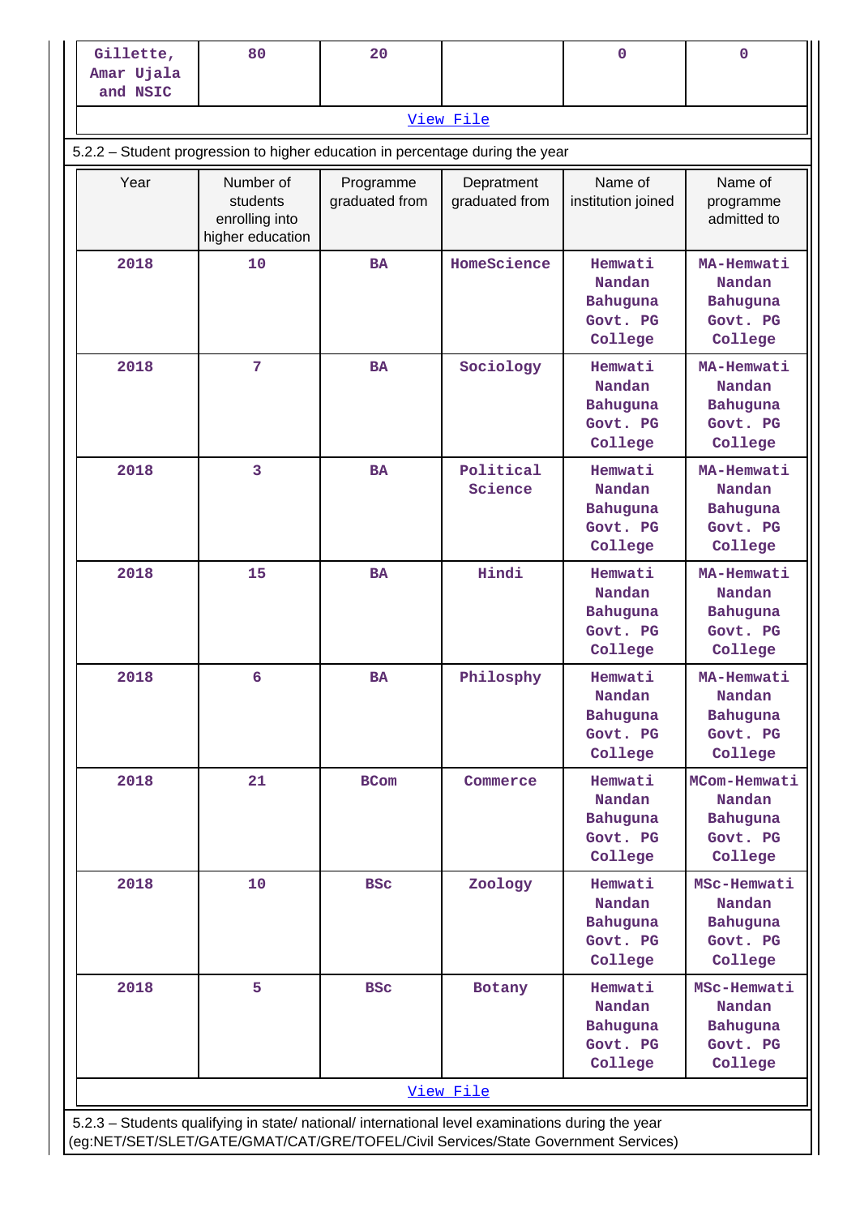| Gillette, Amar Ujala and NSIC | 80 | 20 | | 0 | 0 |
|---|---|---|---|---|---|

View File

5.2.2 – Student progression to higher education in percentage during the year

| Year | Number of students enrolling into higher education | Programme graduated from | Depratment graduated from | Name of institution joined | Name of programme admitted to |
|---|---|---|---|---|---|
| 2018 | 10 | BA | HomeScience | Hemwati Nandan Bahuguna Govt. PG College | MA-Hemwati Nandan Bahuguna Govt. PG College |
| 2018 | 7 | BA | Sociology | Hemwati Nandan Bahuguna Govt. PG College | MA-Hemwati Nandan Bahuguna Govt. PG College |
| 2018 | 3 | BA | Political Science | Hemwati Nandan Bahuguna Govt. PG College | MA-Hemwati Nandan Bahuguna Govt. PG College |
| 2018 | 15 | BA | Hindi | Hemwati Nandan Bahuguna Govt. PG College | MA-Hemwati Nandan Bahuguna Govt. PG College |
| 2018 | 6 | BA | Philosphy | Hemwati Nandan Bahuguna Govt. PG College | MA-Hemwati Nandan Bahuguna Govt. PG College |
| 2018 | 21 | BCom | Commerce | Hemwati Nandan Bahuguna Govt. PG College | MCom-Hemwati Nandan Bahuguna Govt. PG College |
| 2018 | 10 | BSc | Zoology | Hemwati Nandan Bahuguna Govt. PG College | MSc-Hemwati Nandan Bahuguna Govt. PG College |
| 2018 | 5 | BSc | Botany | Hemwati Nandan Bahuguna Govt. PG College | MSc-Hemwati Nandan Bahuguna Govt. PG College |

View File

5.2.3 – Students qualifying in state/ national/ international level examinations during the year (eg:NET/SET/SLET/GATE/GMAT/CAT/GRE/TOFEL/Civil Services/State Government Services)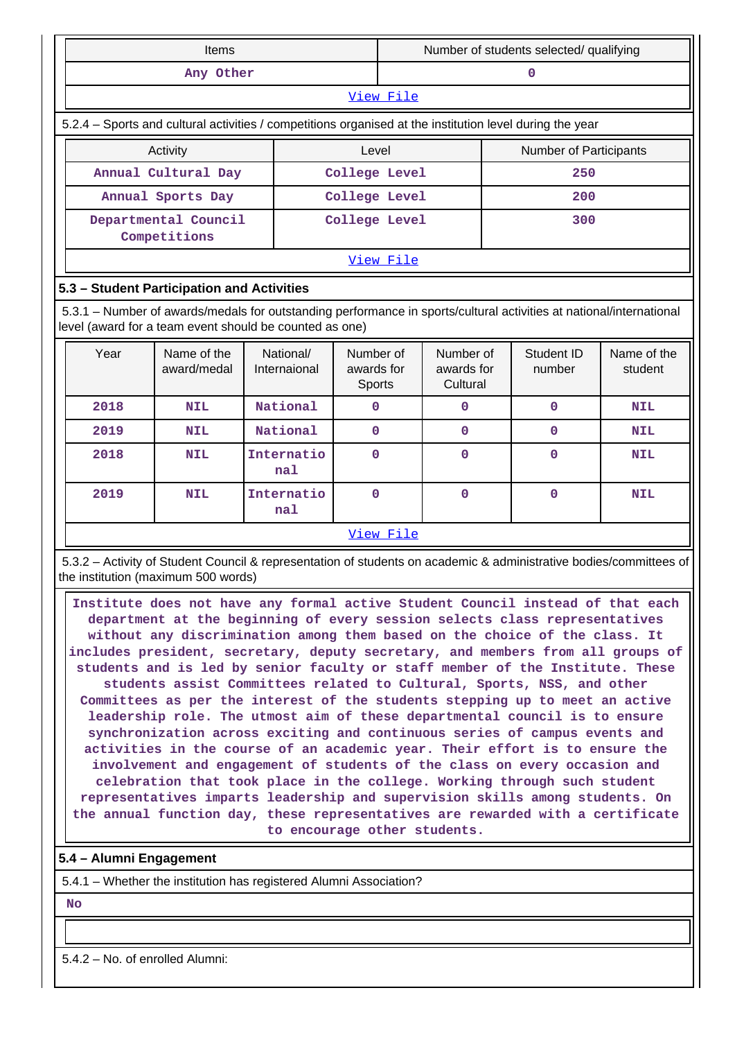| Items | Number of students selected/ qualifying |
|---|---|
| Any Other | 0 |

View File

5.2.4 – Sports and cultural activities / competitions organised at the institution level during the year

| Activity | Level | Number of Participants |
|---|---|---|
| Annual Cultural Day | College Level | 250 |
| Annual Sports Day | College Level | 200 |
| Departmental Council Competitions | College Level | 300 |

View File

## 5.3 – Student Participation and Activities

5.3.1 – Number of awards/medals for outstanding performance in sports/cultural activities at national/international level (award for a team event should be counted as one)

| Year | Name of the award/medal | National/ Internaional | Number of awards for Sports | Number of awards for Cultural | Student ID number | Name of the student |
|---|---|---|---|---|---|---|
| 2018 | NIL | National | 0 | 0 | 0 | NIL |
| 2019 | NIL | National | 0 | 0 | 0 | NIL |
| 2018 | NIL | Internatio nal | 0 | 0 | 0 | NIL |
| 2019 | NIL | Internatio nal | 0 | 0 | 0 | NIL |

View File

5.3.2 – Activity of Student Council & representation of students on academic & administrative bodies/committees of the institution (maximum 500 words)

Institute does not have any formal active Student Council instead of that each department at the beginning of every session selects class representatives without any discrimination among them based on the choice of the class. It includes president, secretary, deputy secretary, and members from all groups of students and is led by senior faculty or staff member of the Institute. These students assist Committees related to Cultural, Sports, NSS, and other Committees as per the interest of the students stepping up to meet an active leadership role. The utmost aim of these departmental council is to ensure synchronization across exciting and continuous series of campus events and activities in the course of an academic year. Their effort is to ensure the involvement and engagement of students of the class on every occasion and celebration that took place in the college. Working through such student representatives imparts leadership and supervision skills among students. On the annual function day, these representatives are rewarded with a certificate to encourage other students.

## 5.4 – Alumni Engagement

5.4.1 – Whether the institution has registered Alumni Association?

No

5.4.2 – No. of enrolled Alumni: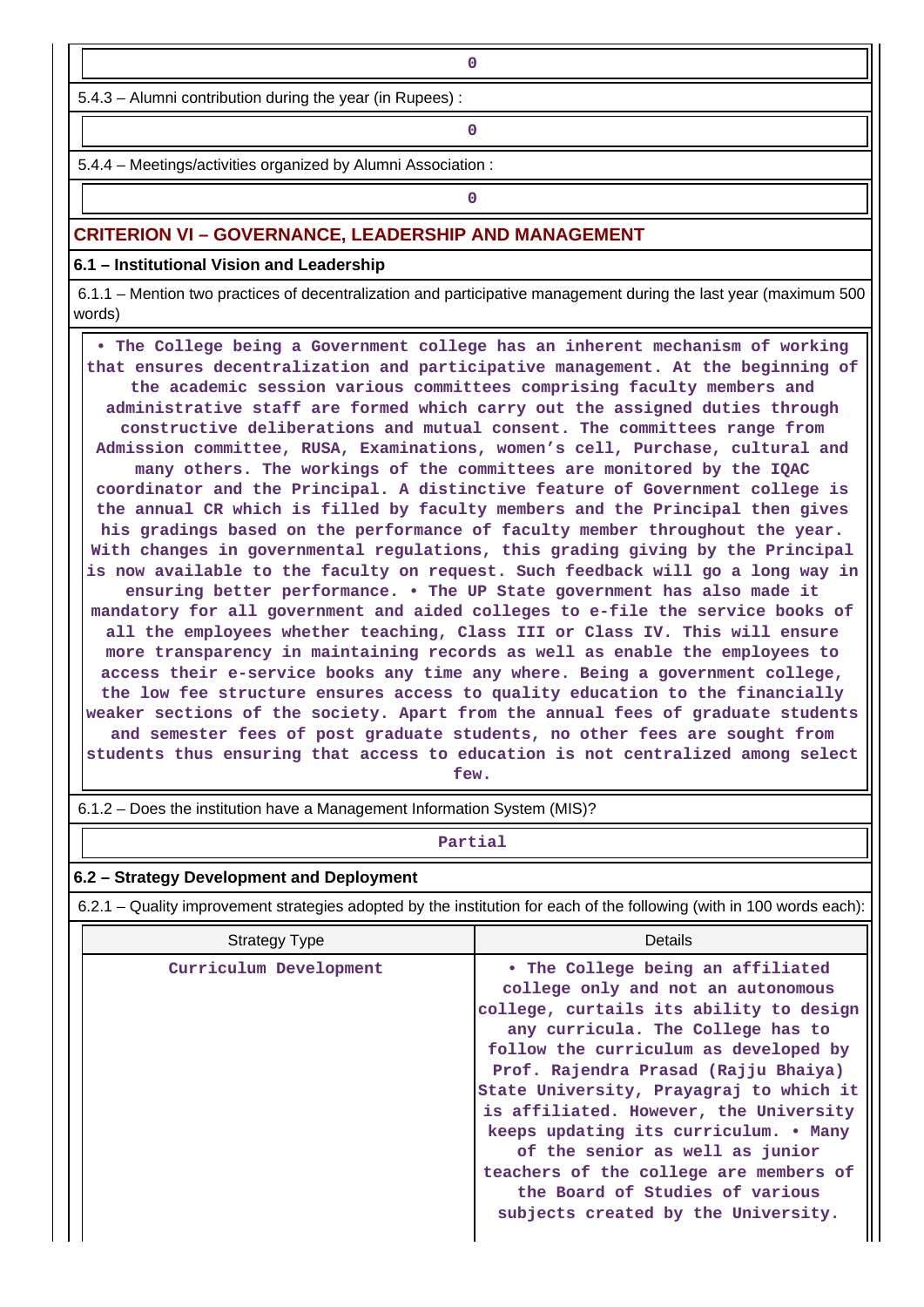0

5.4.3 – Alumni contribution during the year (in Rupees) :

0

5.4.4 – Meetings/activities organized by Alumni Association :

0

## CRITERION VI – GOVERNANCE, LEADERSHIP AND MANAGEMENT

### 6.1 – Institutional Vision and Leadership

6.1.1 – Mention two practices of decentralization and participative management during the last year (maximum 500 words)

• The College being a Government college has an inherent mechanism of working that ensures decentralization and participative management. At the beginning of the academic session various committees comprising faculty members and administrative staff are formed which carry out the assigned duties through constructive deliberations and mutual consent. The committees range from Admission committee, RUSA, Examinations, women's cell, Purchase, cultural and many others. The workings of the committees are monitored by the IQAC coordinator and the Principal. A distinctive feature of Government college is the annual CR which is filled by faculty members and the Principal then gives his gradings based on the performance of faculty member throughout the year. With changes in governmental regulations, this grading giving by the Principal is now available to the faculty on request. Such feedback will go a long way in ensuring better performance. • The UP State government has also made it mandatory for all government and aided colleges to e-file the service books of all the employees whether teaching, Class III or Class IV. This will ensure more transparency in maintaining records as well as enable the employees to access their e-service books any time any where. Being a government college, the low fee structure ensures access to quality education to the financially weaker sections of the society. Apart from the annual fees of graduate students and semester fees of post graduate students, no other fees are sought from students thus ensuring that access to education is not centralized among select few.

6.1.2 – Does the institution have a Management Information System (MIS)?

Partial

### 6.2 – Strategy Development and Deployment

6.2.1 – Quality improvement strategies adopted by the institution for each of the following (with in 100 words each):

| Strategy Type | Details |
| --- | --- |
| Curriculum Development | • The College being an affiliated college only and not an autonomous college, curtails its ability to design any curricula. The College has to follow the curriculum as developed by Prof. Rajendra Prasad (Rajju Bhaiya) State University, Prayagraj to which it is affiliated. However, the University keeps updating its curriculum. • Many of the senior as well as junior teachers of the college are members of the Board of Studies of various subjects created by the University. |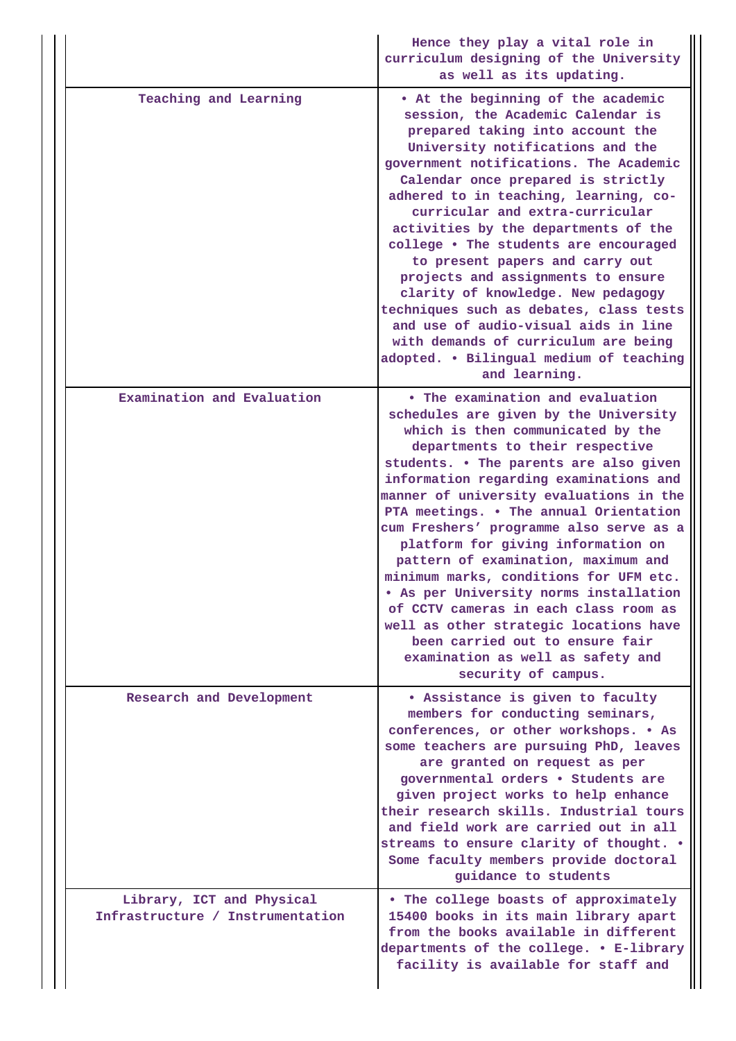| | |
|---|---|
| | Hence they play a vital role in curriculum designing of the University as well as its updating. |
| Teaching and Learning | • At the beginning of the academic session, the Academic Calendar is prepared taking into account the University notifications and the government notifications. The Academic Calendar once prepared is strictly adhered to in teaching, learning, co-curricular and extra-curricular activities by the departments of the college • The students are encouraged to present papers and carry out projects and assignments to ensure clarity of knowledge. New pedagogy techniques such as debates, class tests and use of audio-visual aids in line with demands of curriculum are being adopted. • Bilingual medium of teaching and learning. |
| Examination and Evaluation | • The examination and evaluation schedules are given by the University which is then communicated by the departments to their respective students. • The parents are also given information regarding examinations and manner of university evaluations in the PTA meetings. • The annual Orientation cum Freshers' programme also serve as a platform for giving information on pattern of examination, maximum and minimum marks, conditions for UFM etc. • As per University norms installation of CCTV cameras in each class room as well as other strategic locations have been carried out to ensure fair examination as well as safety and security of campus. |
| Research and Development | • Assistance is given to faculty members for conducting seminars, conferences, or other workshops. • As some teachers are pursuing PhD, leaves are granted on request as per governmental orders • Students are given project works to help enhance their research skills. Industrial tours and field work are carried out in all streams to ensure clarity of thought. • Some faculty members provide doctoral guidance to students |
| Library, ICT and Physical Infrastructure / Instrumentation | • The college boasts of approximately 15400 books in its main library apart from the books available in different departments of the college. • E-library facility is available for staff and |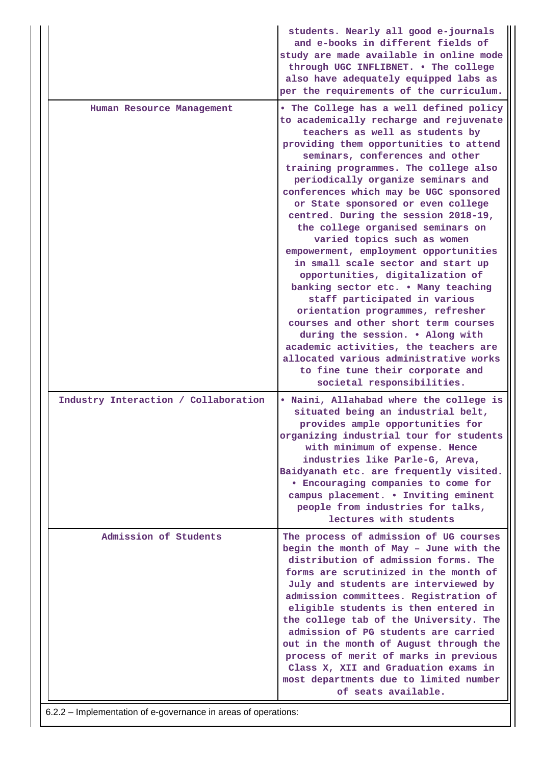|  |  |
|---|---|
|  | students. Nearly all good e-journals and e-books in different fields of study are made available in online mode through UGC INFLIBNET. • The college also have adequately equipped labs as per the requirements of the curriculum. |
| Human Resource Management | • The College has a well defined policy to academically recharge and rejuvenate teachers as well as students by providing them opportunities to attend seminars, conferences and other training programmes. The college also periodically organize seminars and conferences which may be UGC sponsored or State sponsored or even college centred. During the session 2018-19, the college organised seminars on varied topics such as women empowerment, employment opportunities in small scale sector and start up opportunities, digitalization of banking sector etc. • Many teaching staff participated in various orientation programmes, refresher courses and other short term courses during the session. • Along with academic activities, the teachers are allocated various administrative works to fine tune their corporate and societal responsibilities. |
| Industry Interaction / Collaboration | • Naini, Allahabad where the college is situated being an industrial belt, provides ample opportunities for organizing industrial tour for students with minimum of expense. Hence industries like Parle-G, Areva, Baidyanath etc. are frequently visited. • Encouraging companies to come for campus placement. • Inviting eminent people from industries for talks, lectures with students |
| Admission of Students | The process of admission of UG courses begin the month of May – June with the distribution of admission forms. The forms are scrutinized in the month of July and students are interviewed by admission committees. Registration of eligible students is then entered in the college tab of the University. The admission of PG students are carried out in the month of August through the process of merit of marks in previous Class X, XII and Graduation exams in most departments due to limited number of seats available. |

6.2.2 – Implementation of e-governance in areas of operations: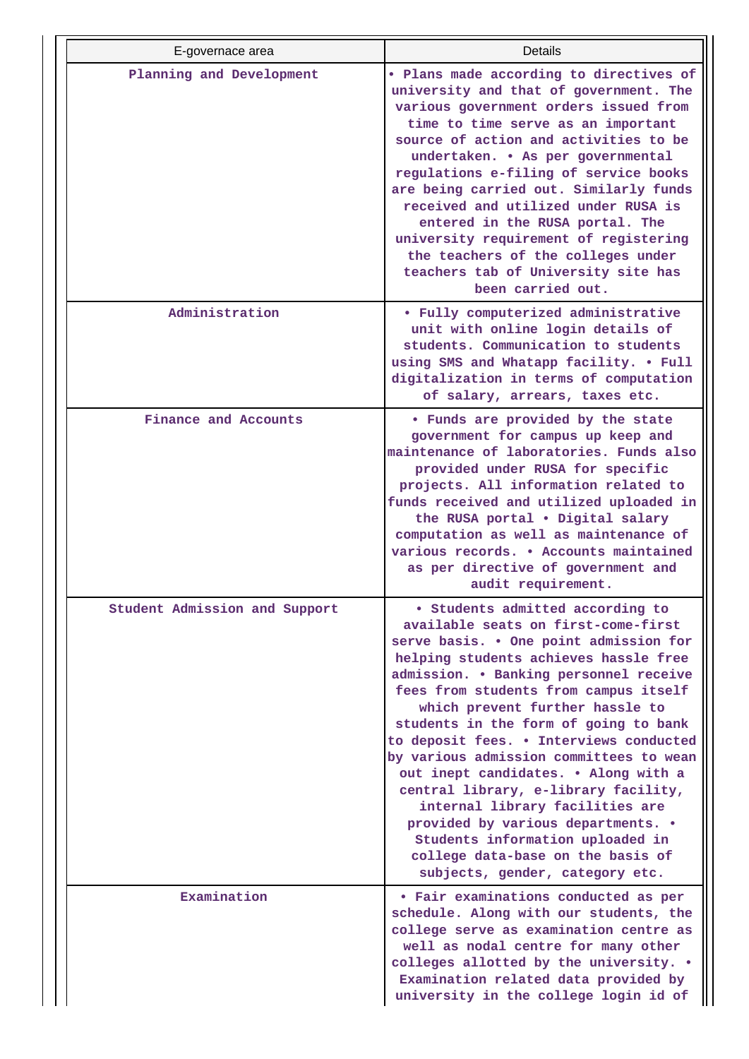| E-governace area | Details |
|---|---|
| Planning and Development | • Plans made according to directives of university and that of government. The various government orders issued from time to time serve as an important source of action and activities to be undertaken. • As per governmental regulations e-filing of service books are being carried out. Similarly funds received and utilized under RUSA is entered in the RUSA portal. The university requirement of registering the teachers of the colleges under teachers tab of University site has been carried out. |
| Administration | • Fully computerized administrative unit with online login details of students. Communication to students using SMS and Whatapp facility. • Full digitalization in terms of computation of salary, arrears, taxes etc. |
| Finance and Accounts | • Funds are provided by the state government for campus up keep and maintenance of laboratories. Funds also provided under RUSA for specific projects. All information related to funds received and utilized uploaded in the RUSA portal • Digital salary computation as well as maintenance of various records. • Accounts maintained as per directive of government and audit requirement. |
| Student Admission and Support | • Students admitted according to available seats on first-come-first serve basis. • One point admission for helping students achieves hassle free admission. • Banking personnel receive fees from students from campus itself which prevent further hassle to students in the form of going to bank to deposit fees. • Interviews conducted by various admission committees to wean out inept candidates. • Along with a central library, e-library facility, internal library facilities are provided by various departments. • Students information uploaded in college data-base on the basis of subjects, gender, category etc. |
| Examination | • Fair examinations conducted as per schedule. Along with our students, the college serve as examination centre as well as nodal centre for many other colleges allotted by the university. • Examination related data provided by university in the college login id of |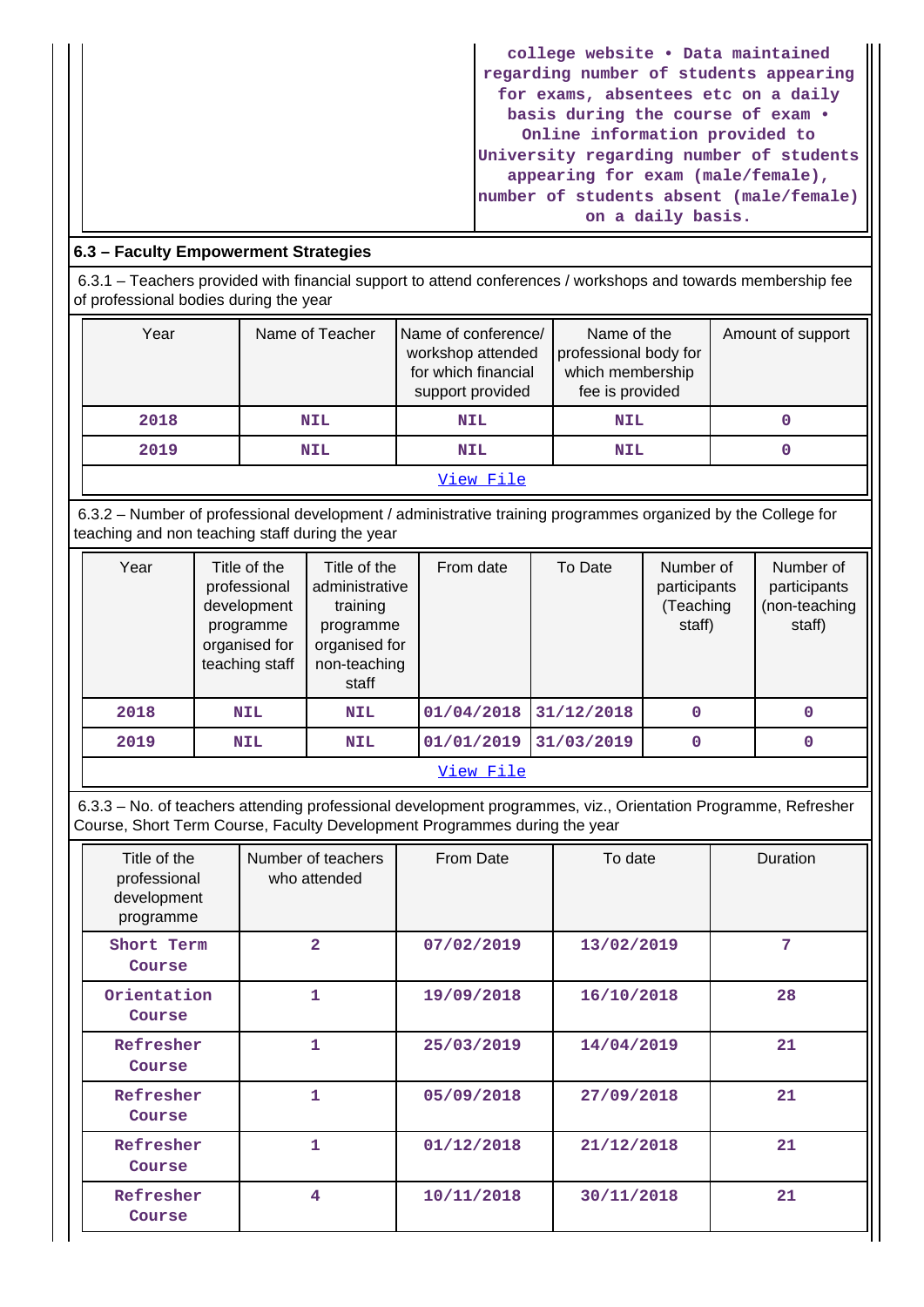| | college website • Data maintained regarding number of students appearing for exams, absentees etc on a daily basis during the course of exam • Online information provided to University regarding number of students appearing for exam (male/female), number of students absent (male/female) on a daily basis. |
|---|---|

## 6.3 – Faculty Empowerment Strategies

6.3.1 – Teachers provided with financial support to attend conferences / workshops and towards membership fee of professional bodies during the year

| Year | Name of Teacher | Name of conference/ workshop attended for which financial support provided | Name of the professional body for which membership fee is provided | Amount of support |
|---|---|---|---|---|
| 2018 | NIL | NIL | NIL | 0 |
| 2019 | NIL | NIL | NIL | 0 |

[View File]

6.3.2 – Number of professional development / administrative training programmes organized by the College for teaching and non teaching staff during the year

| Year | Title of the professional development programme organised for teaching staff | Title of the administrative training programme organised for non-teaching staff | From date | To Date | Number of participants (Teaching staff) | Number of participants (non-teaching staff) |
|---|---|---|---|---|---|---|
| 2018 | NIL | NIL | 01/04/2018 | 31/12/2018 | 0 | 0 |
| 2019 | NIL | NIL | 01/01/2019 | 31/03/2019 | 0 | 0 |

[View File]

6.3.3 – No. of teachers attending professional development programmes, viz., Orientation Programme, Refresher Course, Short Term Course, Faculty Development Programmes during the year

| Title of the professional development programme | Number of teachers who attended | From Date | To date | Duration |
|---|---|---|---|---|
| Short Term Course | 2 | 07/02/2019 | 13/02/2019 | 7 |
| Orientation Course | 1 | 19/09/2018 | 16/10/2018 | 28 |
| Refresher Course | 1 | 25/03/2019 | 14/04/2019 | 21 |
| Refresher Course | 1 | 05/09/2018 | 27/09/2018 | 21 |
| Refresher Course | 1 | 01/12/2018 | 21/12/2018 | 21 |
| Refresher Course | 4 | 10/11/2018 | 30/11/2018 | 21 |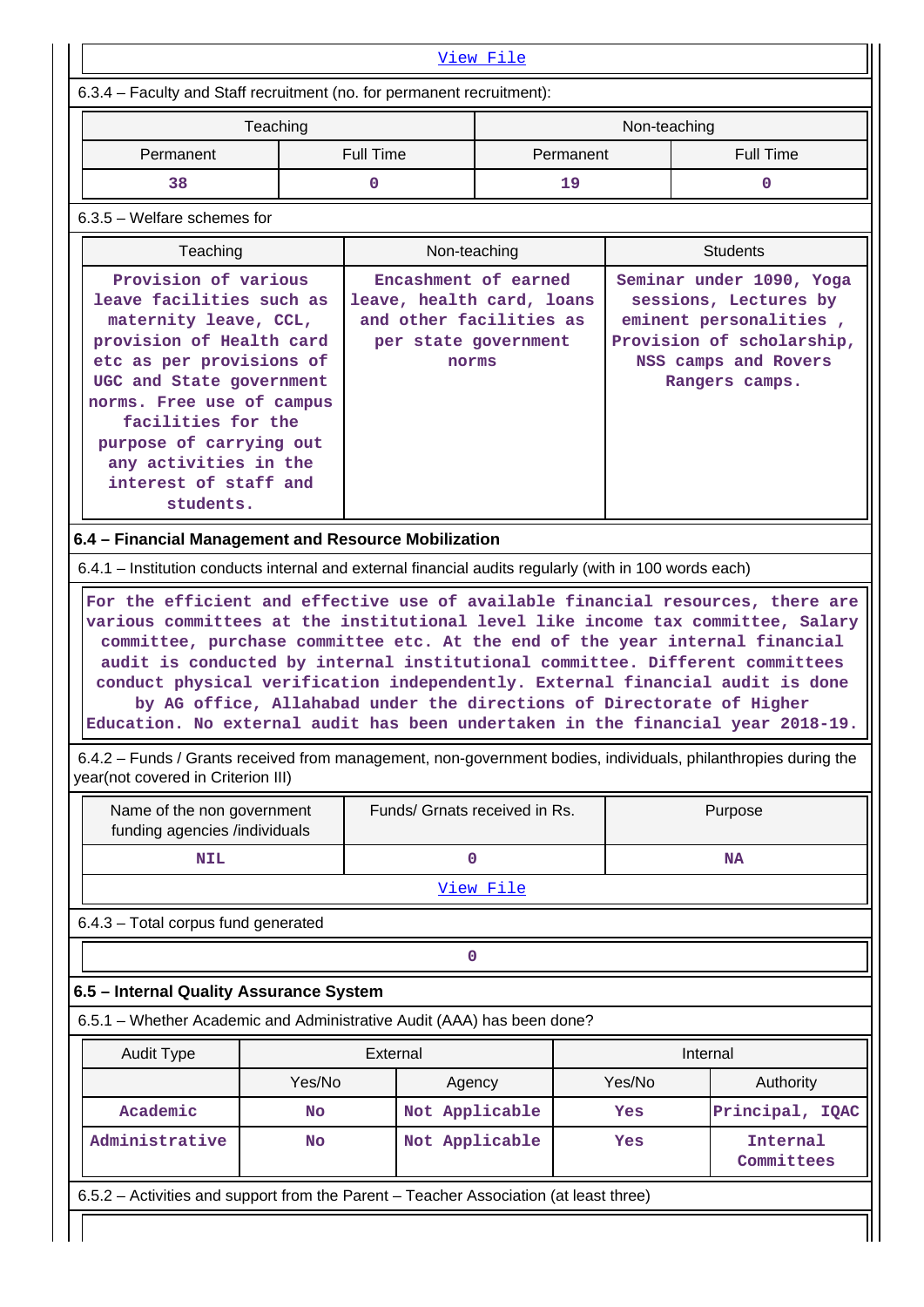[View File](#)

6.3.4 – Faculty and Staff recruitment (no. for permanent recruitment):

| Teaching | | Non-teaching | |
|---|---|---|---|
| Permanent | Full Time | Permanent | Full Time |
| 38 | 0 | 19 | 0 |

6.3.5 – Welfare schemes for

| Teaching | Non-teaching | Students |
|---|---|---|
| Provision of various leave facilities such as maternity leave, CCL, provision of Health card etc as per provisions of UGC and State government norms. Free use of campus facilities for the purpose of carrying out any activities in the interest of staff and students. | Encashment of earned leave, health card, loans and other facilities as per state government norms | Seminar under 1090, Yoga sessions, Lectures by eminent personalities , Provision of scholarship, NSS camps and Rovers Rangers camps. |

### 6.4 – Financial Management and Resource Mobilization

6.4.1 – Institution conducts internal and external financial audits regularly (with in 100 words each)

For the efficient and effective use of available financial resources, there are various committees at the institutional level like income tax committee, Salary committee, purchase committee etc. At the end of the year internal financial audit is conducted by internal institutional committee. Different committees conduct physical verification independently. External financial audit is done by AG office, Allahabad under the directions of Directorate of Higher Education. No external audit has been undertaken in the financial year 2018-19.

6.4.2 – Funds / Grants received from management, non-government bodies, individuals, philanthropies during the year(not covered in Criterion III)

| Name of the non government funding agencies /individuals | Funds/ Grnats received in Rs. | Purpose |
|---|---|---|
| NIL | 0 | NA |

[View File](#)

6.4.3 – Total corpus fund generated

0

### 6.5 – Internal Quality Assurance System

6.5.1 – Whether Academic and Administrative Audit (AAA) has been done?

| Audit Type | External | | Internal | |
|---|---|---|---|---|
| | Yes/No | Agency | Yes/No | Authority |
| Academic | No | Not Applicable | Yes | Principal, IQAC |
| Administrative | No | Not Applicable | Yes | Internal Committees |

6.5.2 – Activities and support from the Parent – Teacher Association (at least three)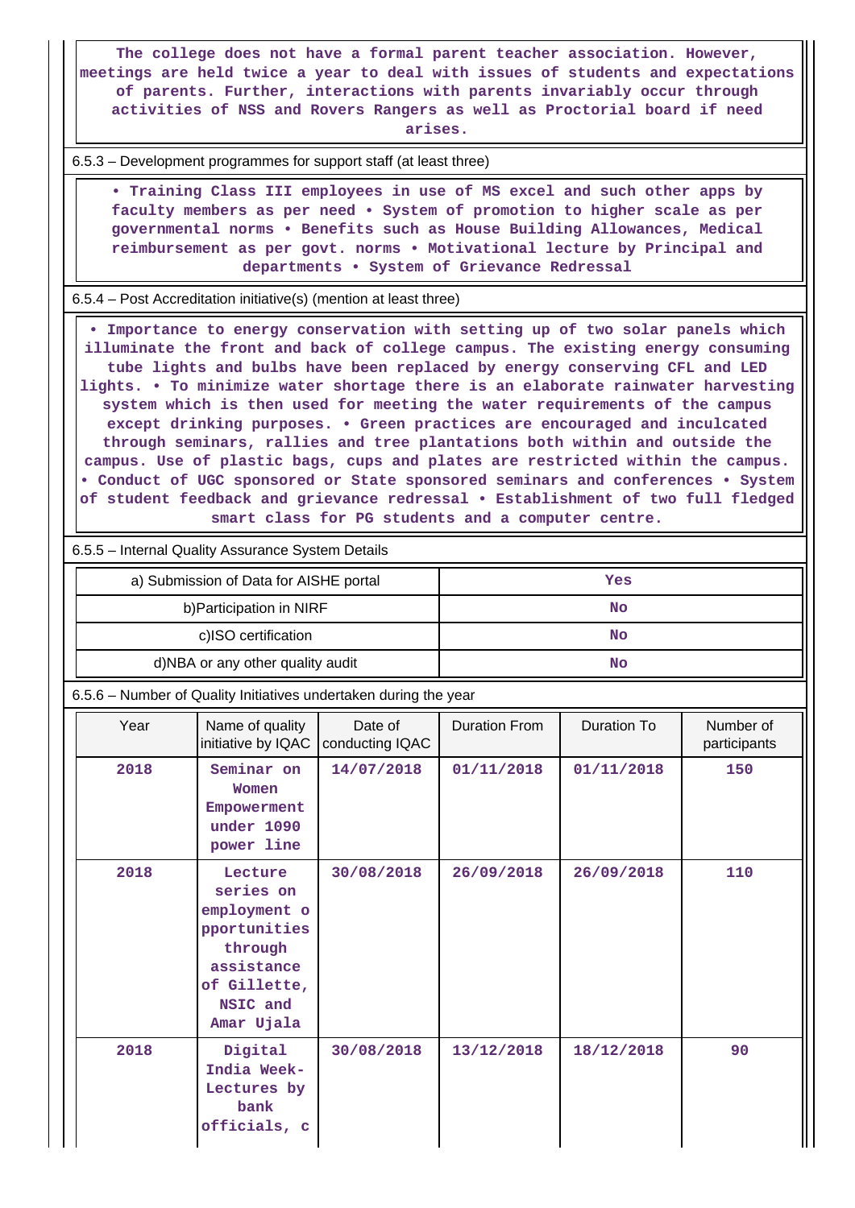The college does not have a formal parent teacher association. However, meetings are held twice a year to deal with issues of students and expectations of parents. Further, interactions with parents invariably occur through activities of NSS and Rovers Rangers as well as Proctorial board if need arises.

6.5.3 – Development programmes for support staff (at least three)

• Training Class III employees in use of MS excel and such other apps by faculty members as per need • System of promotion to higher scale as per governmental norms • Benefits such as House Building Allowances, Medical reimbursement as per govt. norms • Motivational lecture by Principal and departments • System of Grievance Redressal

6.5.4 – Post Accreditation initiative(s) (mention at least three)

• Importance to energy conservation with setting up of two solar panels which illuminate the front and back of college campus. The existing energy consuming tube lights and bulbs have been replaced by energy conserving CFL and LED lights. • To minimize water shortage there is an elaborate rainwater harvesting system which is then used for meeting the water requirements of the campus except drinking purposes. • Green practices are encouraged and inculcated through seminars, rallies and tree plantations both within and outside the campus. Use of plastic bags, cups and plates are restricted within the campus. • Conduct of UGC sponsored or State sponsored seminars and conferences • System of student feedback and grievance redressal • Establishment of two full fledged smart class for PG students and a computer centre.

6.5.5 – Internal Quality Assurance System Details

| | |
|---|---|
| a) Submission of Data for AISHE portal | Yes |
| b)Participation in NIRF | No |
| c)ISO certification | No |
| d)NBA or any other quality audit | No |

6.5.6 – Number of Quality Initiatives undertaken during the year

| Year | Name of quality initiative by IQAC | Date of conducting IQAC | Duration From | Duration To | Number of participants |
|---|---|---|---|---|---|
| 2018 | Seminar on Women Empowerment under 1090 power line | 14/07/2018 | 01/11/2018 | 01/11/2018 | 150 |
| 2018 | Lecture series on employment opportunities through assistance of Gillette, NSIC and Amar Ujala | 30/08/2018 | 26/09/2018 | 26/09/2018 | 110 |
| 2018 | Digital India Week-Lectures by bank officials, c | 30/08/2018 | 13/12/2018 | 18/12/2018 | 90 |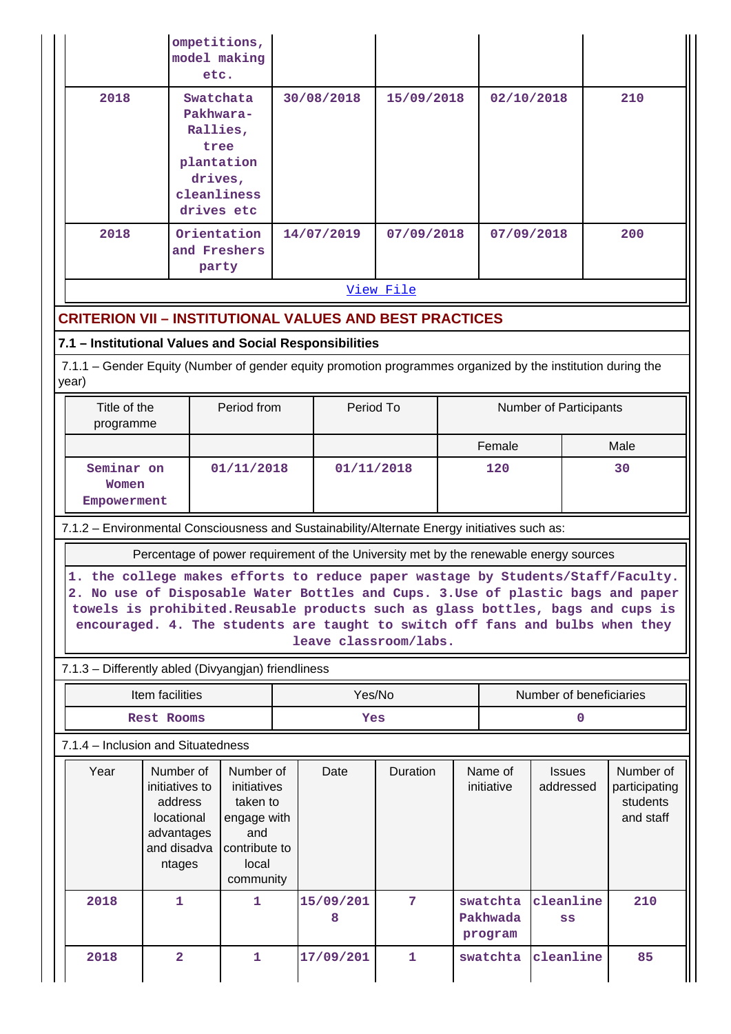| | ompetitions, model making etc. | | | | |
|---|---|---|---|---|---|
| 2018 | Swatchata Pakhwara-Rallies, tree plantation drives, cleanliness drives etc | 30/08/2018 | 15/09/2018 | 02/10/2018 | 210 |
| 2018 | Orientation and Freshers party | 14/07/2019 | 07/09/2018 | 07/09/2018 | 200 |

View File

## CRITERION VII – INSTITUTIONAL VALUES AND BEST PRACTICES

### 7.1 – Institutional Values and Social Responsibilities

7.1.1 – Gender Equity (Number of gender equity promotion programmes organized by the institution during the year)

| Title of the programme | Period from | Period To | Number of Participants | |
|---|---|---|---|---|
| | | | Female | Male |
| Seminar on Women Empowerment | 01/11/2018 | 01/11/2018 | 120 | 30 |

7.1.2 – Environmental Consciousness and Sustainability/Alternate Energy initiatives such as:

| Percentage of power requirement of the University met by the renewable energy sources |
|---|
| 1. the college makes efforts to reduce paper wastage by Students/Staff/Faculty. 2. No use of Disposable Water Bottles and Cups. 3.Use of plastic bags and paper towels is prohibited.Reusable products such as glass bottles, bags and cups is encouraged. 4. The students are taught to switch off fans and bulbs when they leave classroom/labs. |

7.1.3 – Differently abled (Divyangjan) friendliness

| Item facilities | Yes/No | Number of beneficiaries |
|---|---|---|
| Rest Rooms | Yes | 0 |

7.1.4 – Inclusion and Situatedness

| Year | Number of initiatives to address locational advantages and disadvantages | Number of initiatives taken to engage with and contribute to local community | Date | Duration | Name of initiative | Issues addressed | Number of participating students and staff |
|---|---|---|---|---|---|---|---|
| 2018 | 1 | 1 | 15/09/2018 | 7 | swatchta Pakhwada program | cleanliness | 210 |
| 2018 | 2 | 1 | 17/09/201 | 1 | swatchta | cleanline | 85 |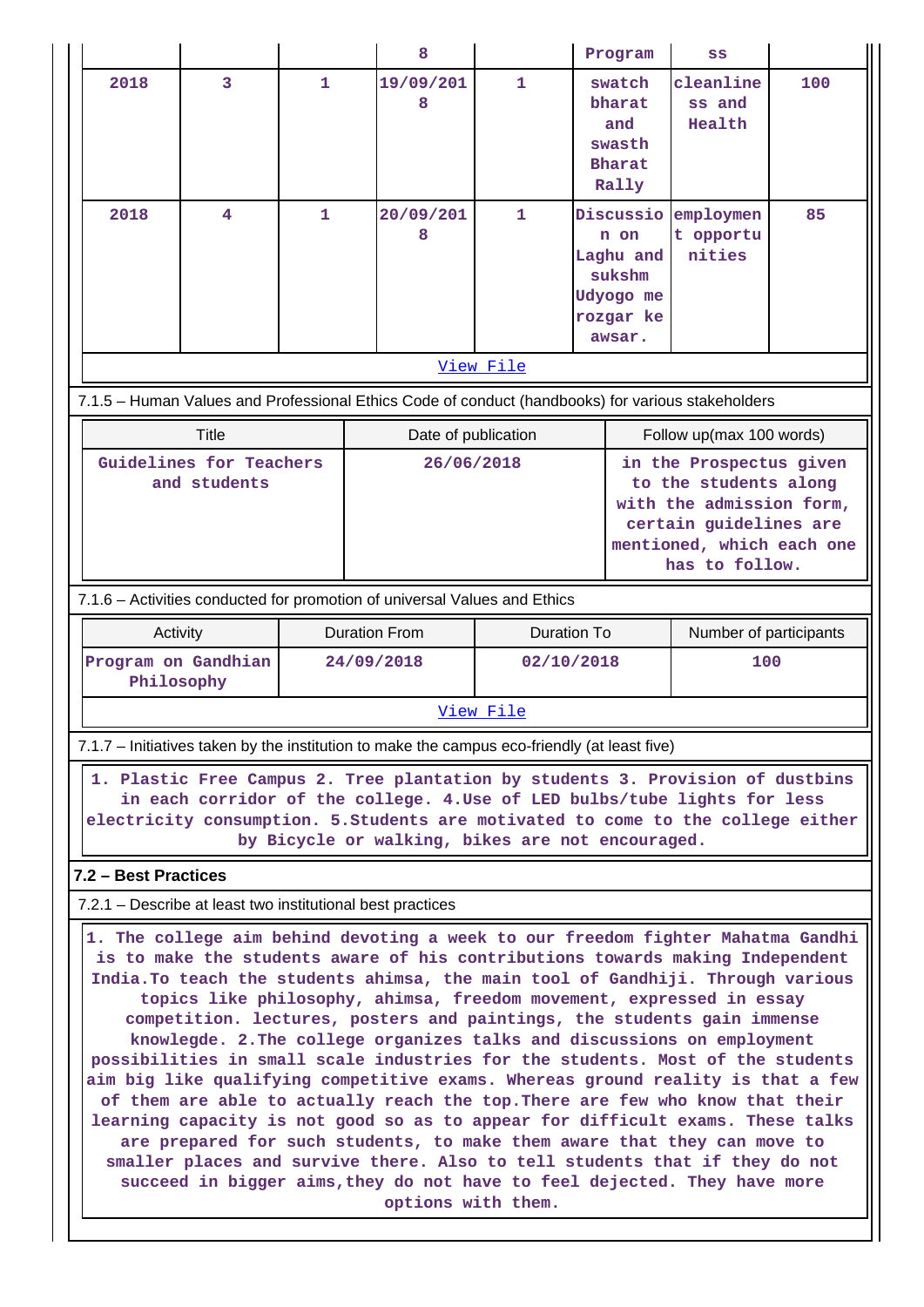| | | | 8 | | Program | ss | |
|---|---|---|---|---|---|---|---|
| 2018 | 3 | 1 | 19/09/2018 | 1 | swatch bharat and swasth Bharat Rally | cleanliness and Health | 100 |
| 2018 | 4 | 1 | 20/09/2018 | 1 | Discussion on Laghu and sukshm Udyogo me rozgar ke awsar. | employment opportunities | 85 |

View File

7.1.5 – Human Values and Professional Ethics Code of conduct (handbooks) for various stakeholders

| Title | Date of publication | Follow up(max 100 words) |
|---|---|---|
| Guidelines for Teachers and students | 26/06/2018 | in the Prospectus given to the students along with the admission form, certain guidelines are mentioned, which each one has to follow. |

7.1.6 – Activities conducted for promotion of universal Values and Ethics

| Activity | Duration From | Duration To | Number of participants |
|---|---|---|---|
| Program on Gandhian Philosophy | 24/09/2018 | 02/10/2018 | 100 |

View File

7.1.7 – Initiatives taken by the institution to make the campus eco-friendly (at least five)

1. Plastic Free Campus 2. Tree plantation by students 3. Provision of dustbins in each corridor of the college. 4.Use of LED bulbs/tube lights for less electricity consumption. 5.Students are motivated to come to the college either by Bicycle or walking, bikes are not encouraged.

**7.2 – Best Practices**

7.2.1 – Describe at least two institutional best practices

1. The college aim behind devoting a week to our freedom fighter Mahatma Gandhi is to make the students aware of his contributions towards making Independent India.To teach the students ahimsa, the main tool of Gandhiji. Through various topics like philosophy, ahimsa, freedom movement, expressed in essay competition. lectures, posters and paintings, the students gain immense knowlegde. 2.The college organizes talks and discussions on employment possibilities in small scale industries for the students. Most of the students aim big like qualifying competitive exams. Whereas ground reality is that a few of them are able to actually reach the top.There are few who know that their learning capacity is not good so as to appear for difficult exams. These talks are prepared for such students, to make them aware that they can move to smaller places and survive there. Also to tell students that if they do not succeed in bigger aims,they do not have to feel dejected. They have more options with them.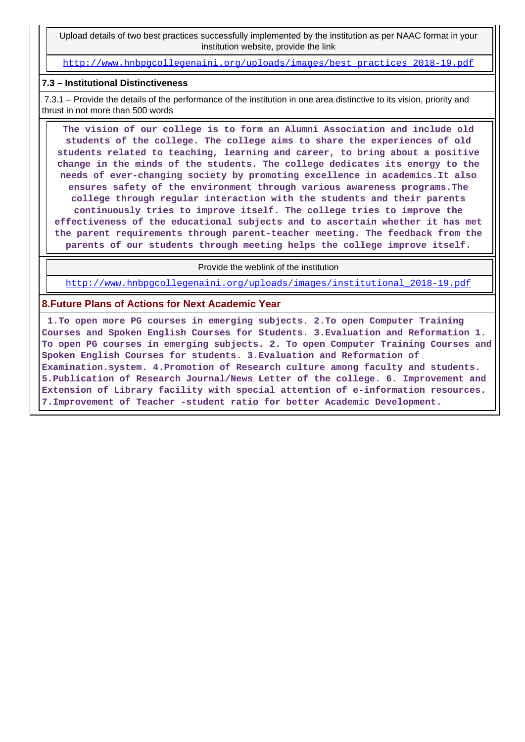Upload details of two best practices successfully implemented by the institution as per NAAC format in your institution website, provide the link

http://www.hnbpgcollegenaini.org/uploads/images/best_practices_2018-19.pdf

**7.3 – Institutional Distinctiveness**

7.3.1 – Provide the details of the performance of the institution in one area distinctive to its vision, priority and thrust in not more than 500 words

**The vision of our college is to form an Alumni Association and include old students of the college. The college aims to share the experiences of old students related to teaching, learning and career, to bring about a positive change in the minds of the students. The college dedicates its energy to the needs of ever-changing society by promoting excellence in academics.It also ensures safety of the environment through various awareness programs.The college through regular interaction with the students and their parents continuously tries to improve itself. The college tries to improve the effectiveness of the educational subjects and to ascertain whether it has met the parent requirements through parent-teacher meeting. The feedback from the parents of our students through meeting helps the college improve itself.**

Provide the weblink of the institution

http://www.hnbpgcollegenaini.org/uploads/images/institutional_2018-19.pdf

## 8.Future Plans of Actions for Next Academic Year

**1.To open more PG courses in emerging subjects. 2.To open Computer Training Courses and Spoken English Courses for Students. 3.Evaluation and Reformation 1. To open PG courses in emerging subjects. 2. To open Computer Training Courses and Spoken English Courses for students. 3.Evaluation and Reformation of Examination.system. 4.Promotion of Research culture among faculty and students. 5.Publication of Research Journal/News Letter of the college. 6. Improvement and Extension of Library facility with special attention of e-information resources. 7.Improvement of Teacher -student ratio for better Academic Development.**